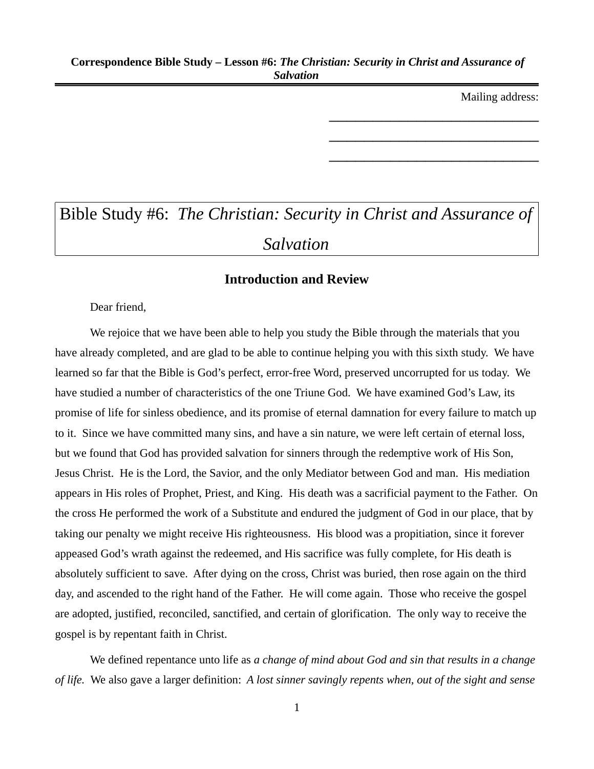**Correspondence Bible Study – Lesson #6:** ***The Christian: Security in Christ and Assurance of Salvation***

Mailing address:

\_\_\_\_\_\_\_\_\_\_\_\_\_\_\_\_\_\_\_\_\_\_\_\_\_\_\_\_\_\_\_\_\_\_\_

\_\_\_\_\_\_\_\_\_\_\_\_\_\_\_\_\_\_\_\_\_\_\_\_\_\_\_\_\_\_\_\_\_\_\_

\_\_\_\_\_\_\_\_\_\_\_\_\_\_\_\_\_\_\_\_\_\_\_\_\_\_\_\_\_\_\_\_\_\_\_

# Bible Study #6: *The Christian: Security in Christ and Assurance of Salvation*

## Introduction and Review

Dear friend,

We rejoice that we have been able to help you study the Bible through the materials that you have already completed, and are glad to be able to continue helping you with this sixth study. We have learned so far that the Bible is God's perfect, error-free Word, preserved uncorrupted for us today. We have studied a number of characteristics of the one Triune God. We have examined God's Law, its promise of life for sinless obedience, and its promise of eternal damnation for every failure to match up to it. Since we have committed many sins, and have a sin nature, we were left certain of eternal loss, but we found that God has provided salvation for sinners through the redemptive work of His Son, Jesus Christ. He is the Lord, the Savior, and the only Mediator between God and man. His mediation appears in His roles of Prophet, Priest, and King. His death was a sacrificial payment to the Father. On the cross He performed the work of a Substitute and endured the judgment of God in our place, that by taking our penalty we might receive His righteousness. His blood was a propitiation, since it forever appeased God's wrath against the redeemed, and His sacrifice was fully complete, for His death is absolutely sufficient to save. After dying on the cross, Christ was buried, then rose again on the third day, and ascended to the right hand of the Father. He will come again. Those who receive the gospel are adopted, justified, reconciled, sanctified, and certain of glorification. The only way to receive the gospel is by repentant faith in Christ.

We defined repentance unto life as *a change of mind about God and sin that results in a change of life.* We also gave a larger definition: *A lost sinner savingly repents when, out of the sight and sense*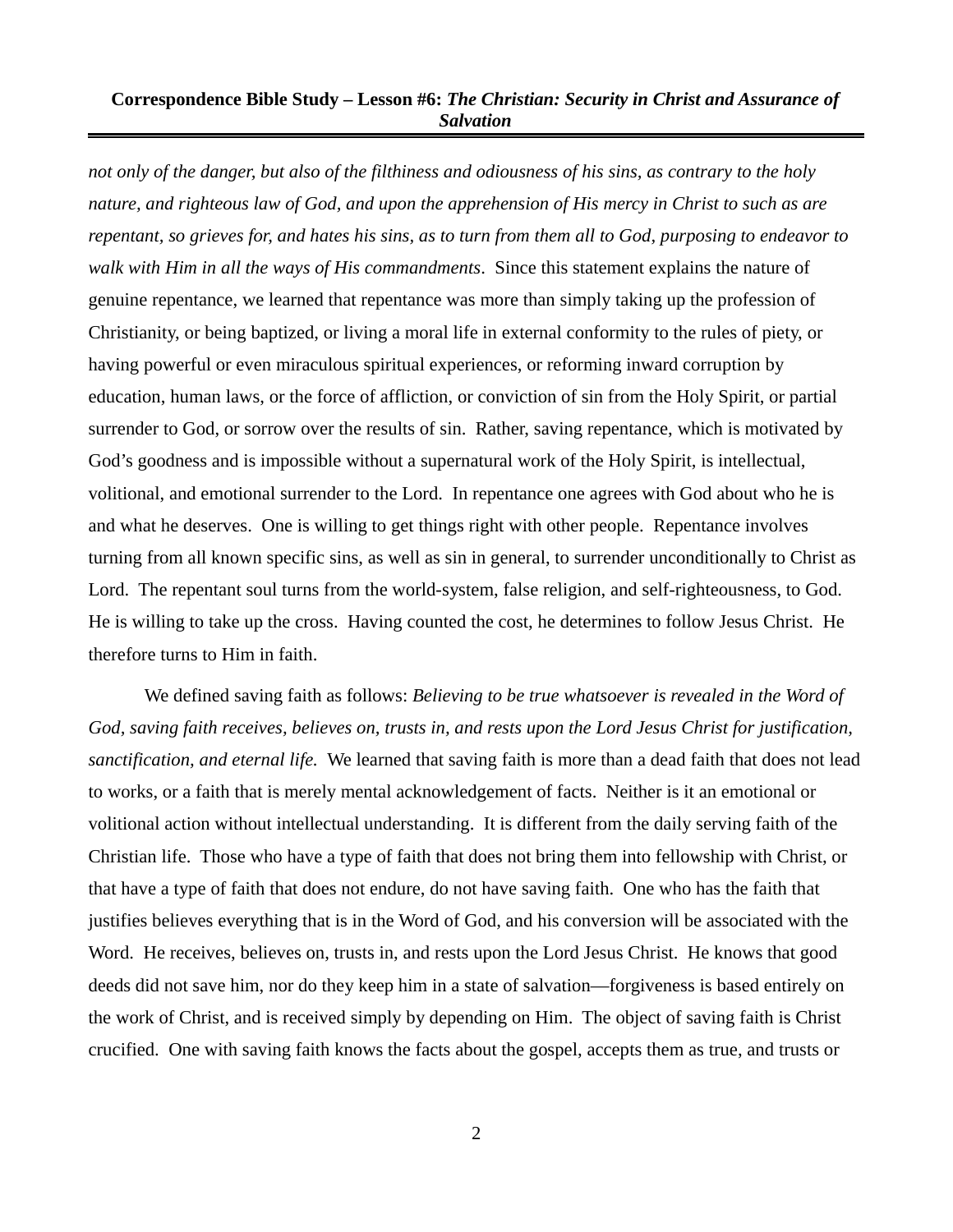*not only of the danger, but also of the filthiness and odiousness of his sins, as contrary to the holy nature, and righteous law of God, and upon the apprehension of His mercy in Christ to such as are repentant, so grieves for, and hates his sins, as to turn from them all to God, purposing to endeavor to walk with Him in all the ways of His commandments*. Since this statement explains the nature of genuine repentance, we learned that repentance was more than simply taking up the profession of Christianity, or being baptized, or living a moral life in external conformity to the rules of piety, or having powerful or even miraculous spiritual experiences, or reforming inward corruption by education, human laws, or the force of affliction, or conviction of sin from the Holy Spirit, or partial surrender to God, or sorrow over the results of sin. Rather, saving repentance, which is motivated by God's goodness and is impossible without a supernatural work of the Holy Spirit, is intellectual, volitional, and emotional surrender to the Lord. In repentance one agrees with God about who he is and what he deserves. One is willing to get things right with other people. Repentance involves turning from all known specific sins, as well as sin in general, to surrender unconditionally to Christ as Lord. The repentant soul turns from the world-system, false religion, and self-righteousness, to God. He is willing to take up the cross. Having counted the cost, he determines to follow Jesus Christ. He therefore turns to Him in faith.

We defined saving faith as follows: *Believing to be true whatsoever is revealed in the Word of God, saving faith receives, believes on, trusts in, and rests upon the Lord Jesus Christ for justification, sanctification, and eternal life.* We learned that saving faith is more than a dead faith that does not lead to works, or a faith that is merely mental acknowledgement of facts. Neither is it an emotional or volitional action without intellectual understanding. It is different from the daily serving faith of the Christian life. Those who have a type of faith that does not bring them into fellowship with Christ, or that have a type of faith that does not endure, do not have saving faith. One who has the faith that justifies believes everything that is in the Word of God, and his conversion will be associated with the Word. He receives, believes on, trusts in, and rests upon the Lord Jesus Christ. He knows that good deeds did not save him, nor do they keep him in a state of salvation—forgiveness is based entirely on the work of Christ, and is received simply by depending on Him. The object of saving faith is Christ crucified. One with saving faith knows the facts about the gospel, accepts them as true, and trusts or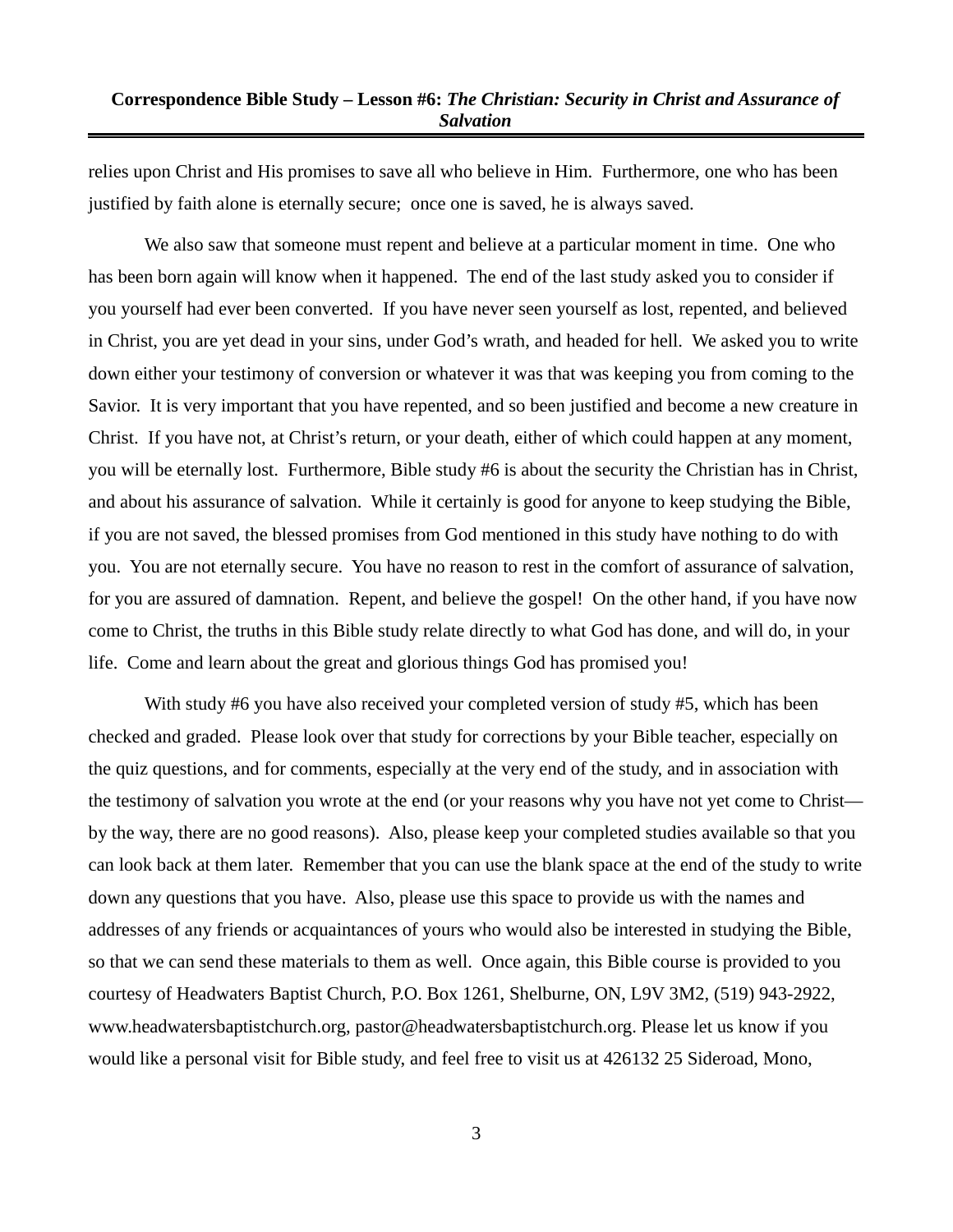relies upon Christ and His promises to save all who believe in Him. Furthermore, one who has been justified by faith alone is eternally secure; once one is saved, he is always saved.

We also saw that someone must repent and believe at a particular moment in time. One who has been born again will know when it happened. The end of the last study asked you to consider if you yourself had ever been converted. If you have never seen yourself as lost, repented, and believed in Christ, you are yet dead in your sins, under God's wrath, and headed for hell. We asked you to write down either your testimony of conversion or whatever it was that was keeping you from coming to the Savior. It is very important that you have repented, and so been justified and become a new creature in Christ. If you have not, at Christ's return, or your death, either of which could happen at any moment, you will be eternally lost. Furthermore, Bible study #6 is about the security the Christian has in Christ, and about his assurance of salvation. While it certainly is good for anyone to keep studying the Bible, if you are not saved, the blessed promises from God mentioned in this study have nothing to do with you. You are not eternally secure. You have no reason to rest in the comfort of assurance of salvation, for you are assured of damnation. Repent, and believe the gospel! On the other hand, if you have now come to Christ, the truths in this Bible study relate directly to what God has done, and will do, in your life. Come and learn about the great and glorious things God has promised you!

With study #6 you have also received your completed version of study #5, which has been checked and graded. Please look over that study for corrections by your Bible teacher, especially on the quiz questions, and for comments, especially at the very end of the study, and in association with the testimony of salvation you wrote at the end (or your reasons why you have not yet come to Christ—by the way, there are no good reasons). Also, please keep your completed studies available so that you can look back at them later. Remember that you can use the blank space at the end of the study to write down any questions that you have. Also, please use this space to provide us with the names and addresses of any friends or acquaintances of yours who would also be interested in studying the Bible, so that we can send these materials to them as well. Once again, this Bible course is provided to you courtesy of Headwaters Baptist Church, P.O. Box 1261, Shelburne, ON, L9V 3M2, (519) 943-2922, www.headwatersbaptistchurch.org, pastor@headwatersbaptistchurch.org. Please let us know if you would like a personal visit for Bible study, and feel free to visit us at 426132 25 Sideroad, Mono,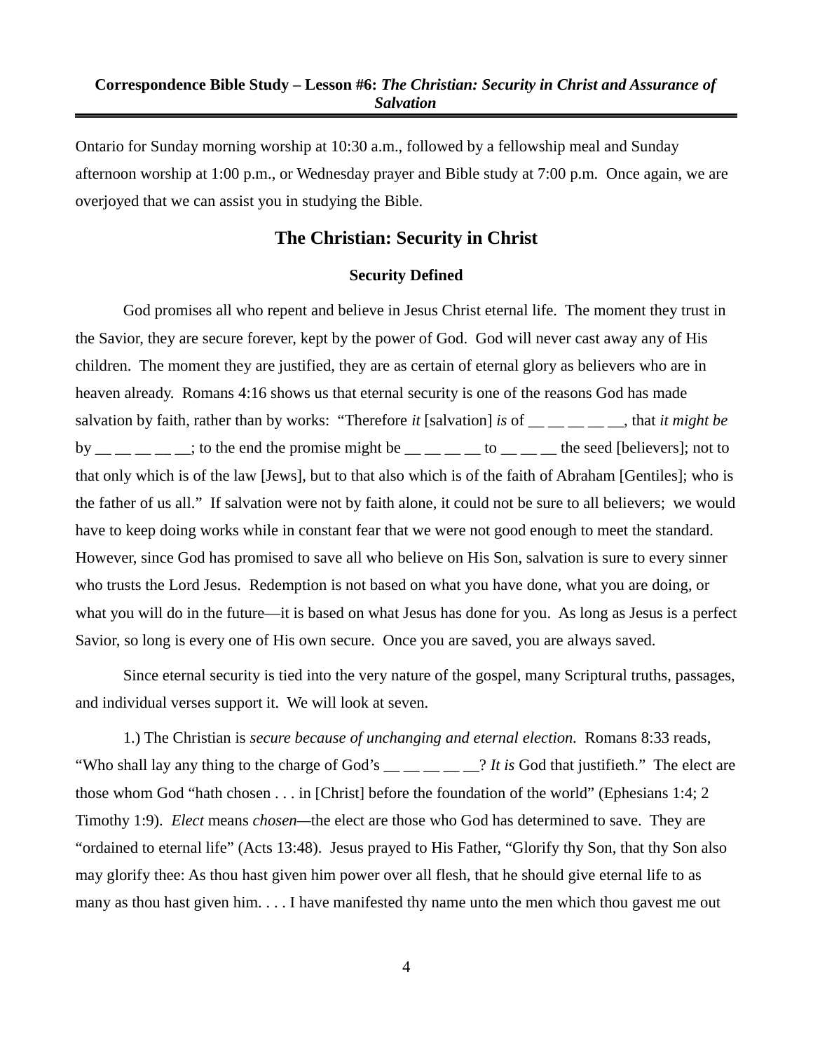Ontario for Sunday morning worship at 10:30 a.m., followed by a fellowship meal and Sunday afternoon worship at 1:00 p.m., or Wednesday prayer and Bible study at 7:00 p.m. Once again, we are overjoyed that we can assist you in studying the Bible.

## The Christian: Security in Christ

### Security Defined

God promises all who repent and believe in Jesus Christ eternal life. The moment they trust in the Savior, they are secure forever, kept by the power of God. God will never cast away any of His children. The moment they are justified, they are as certain of eternal glory as believers who are in heaven already. Romans 4:16 shows us that eternal security is one of the reasons God has made salvation by faith, rather than by works: "Therefore *it* [salvation] *is* of __ __ __ __ __, that *it might be* by __ __ __ __ __; to the end the promise might be __ __ __ __ to __ __ __ the seed [believers]; not to that only which is of the law [Jews], but to that also which is of the faith of Abraham [Gentiles]; who is the father of us all." If salvation were not by faith alone, it could not be sure to all believers; we would have to keep doing works while in constant fear that we were not good enough to meet the standard. However, since God has promised to save all who believe on His Son, salvation is sure to every sinner who trusts the Lord Jesus. Redemption is not based on what you have done, what you are doing, or what you will do in the future—it is based on what Jesus has done for you. As long as Jesus is a perfect Savior, so long is every one of His own secure. Once you are saved, you are always saved.

Since eternal security is tied into the very nature of the gospel, many Scriptural truths, passages, and individual verses support it. We will look at seven.

1.) The Christian is *secure because of unchanging and eternal election.* Romans 8:33 reads, "Who shall lay any thing to the charge of God's __ __ __ __ __? *It is* God that justifieth." The elect are those whom God "hath chosen . . . in [Christ] before the foundation of the world" (Ephesians 1:4; 2 Timothy 1:9). *Elect* means *chosen*—the elect are those who God has determined to save. They are "ordained to eternal life" (Acts 13:48). Jesus prayed to His Father, "Glorify thy Son, that thy Son also may glorify thee: As thou hast given him power over all flesh, that he should give eternal life to as many as thou hast given him. . . . I have manifested thy name unto the men which thou gavest me out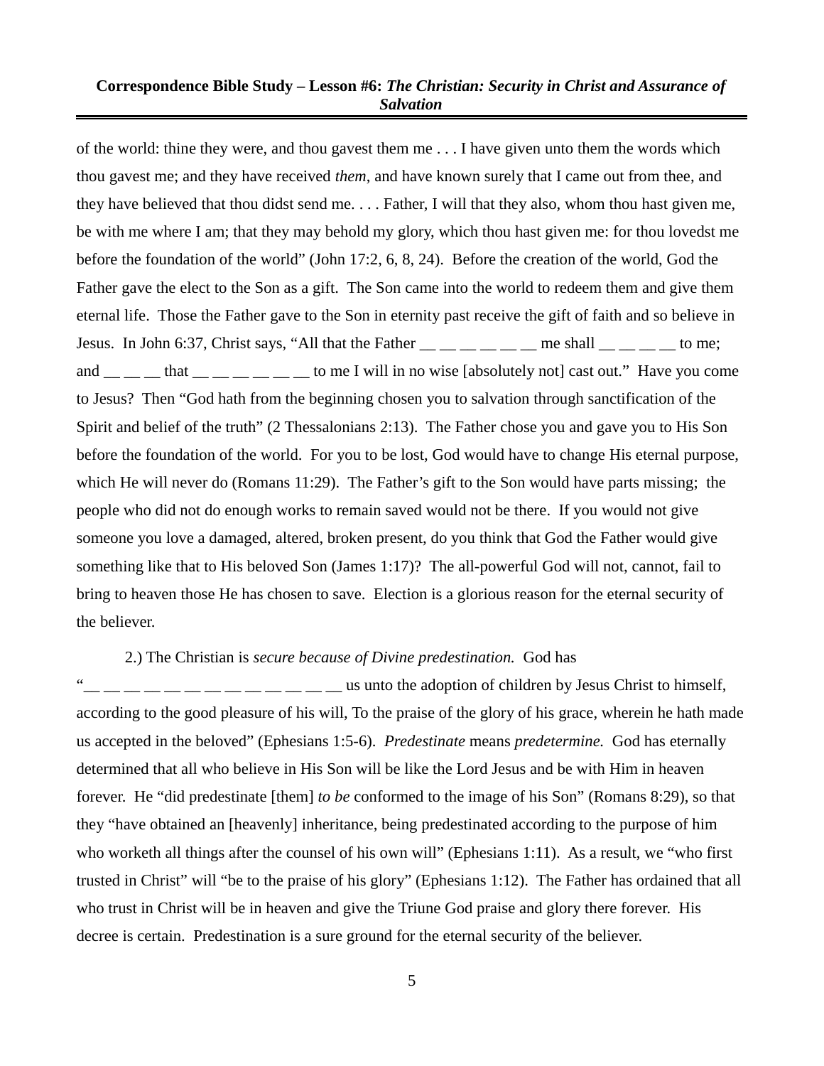of the world: thine they were, and thou gavest them me . . . I have given unto them the words which thou gavest me; and they have received *them*, and have known surely that I came out from thee, and they have believed that thou didst send me. . . . Father, I will that they also, whom thou hast given me, be with me where I am; that they may behold my glory, which thou hast given me: for thou lovedst me before the foundation of the world" (John 17:2, 6, 8, 24). Before the creation of the world, God the Father gave the elect to the Son as a gift. The Son came into the world to redeem them and give them eternal life. Those the Father gave to the Son in eternity past receive the gift of faith and so believe in Jesus. In John 6:37, Christ says, "All that the Father __ __ __ __ __ __ me shall __ __ __ __ to me; and __ __ __ that __ __ __ __ __ __ to me I will in no wise [absolutely not] cast out." Have you come to Jesus? Then "God hath from the beginning chosen you to salvation through sanctification of the Spirit and belief of the truth" (2 Thessalonians 2:13). The Father chose you and gave you to His Son before the foundation of the world. For you to be lost, God would have to change His eternal purpose, which He will never do (Romans 11:29). The Father's gift to the Son would have parts missing; the people who did not do enough works to remain saved would not be there. If you would not give someone you love a damaged, altered, broken present, do you think that God the Father would give something like that to His beloved Son (James 1:17)? The all-powerful God will not, cannot, fail to bring to heaven those He has chosen to save. Election is a glorious reason for the eternal security of the believer.

2.) The Christian is *secure because of Divine predestination.* God has "__ __ __ __ __ __ __ __ __ __ __ __ __ us unto the adoption of children by Jesus Christ to himself, according to the good pleasure of his will, To the praise of the glory of his grace, wherein he hath made us accepted in the beloved" (Ephesians 1:5-6). *Predestinate* means *predetermine.* God has eternally determined that all who believe in His Son will be like the Lord Jesus and be with Him in heaven forever. He "did predestinate [them] *to be* conformed to the image of his Son" (Romans 8:29), so that they "have obtained an [heavenly] inheritance, being predestinated according to the purpose of him who worketh all things after the counsel of his own will" (Ephesians 1:11). As a result, we "who first trusted in Christ" will "be to the praise of his glory" (Ephesians 1:12). The Father has ordained that all who trust in Christ will be in heaven and give the Triune God praise and glory there forever. His decree is certain. Predestination is a sure ground for the eternal security of the believer.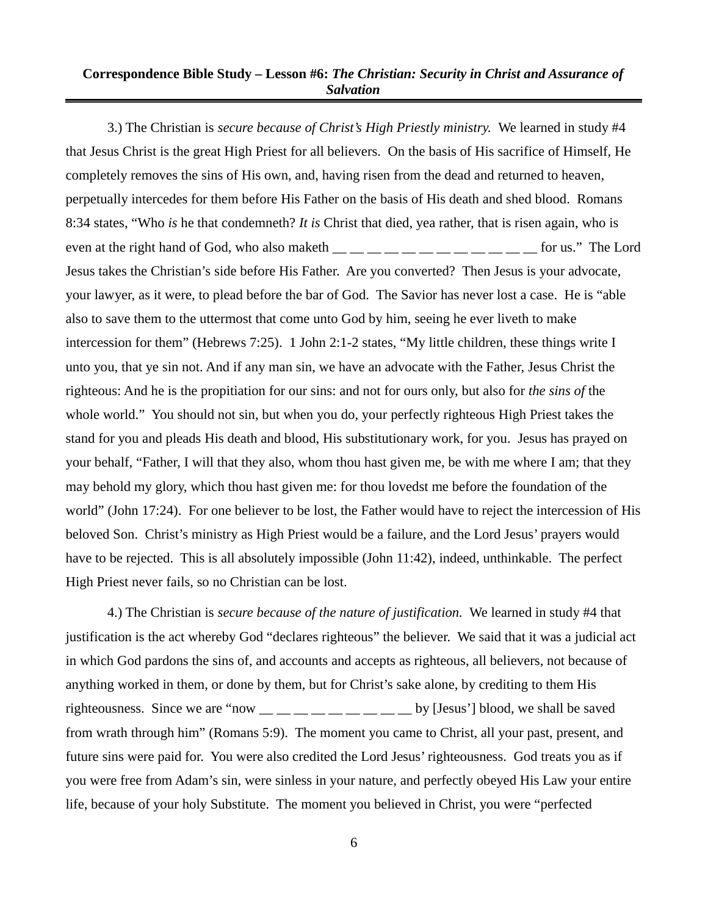3.) The Christian is *secure because of Christ's High Priestly ministry.* We learned in study #4 that Jesus Christ is the great High Priest for all believers. On the basis of His sacrifice of Himself, He completely removes the sins of His own, and, having risen from the dead and returned to heaven, perpetually intercedes for them before His Father on the basis of His death and shed blood. Romans 8:34 states, "Who *is* he that condemneth? *It is* Christ that died, yea rather, that is risen again, who is even at the right hand of God, who also maketh __ __ __ __ __ __ __ __ __ __ __ __ for us." The Lord Jesus takes the Christian's side before His Father. Are you converted? Then Jesus is your advocate, your lawyer, as it were, to plead before the bar of God. The Savior has never lost a case. He is "able also to save them to the uttermost that come unto God by him, seeing he ever liveth to make intercession for them" (Hebrews 7:25). 1 John 2:1-2 states, "My little children, these things write I unto you, that ye sin not. And if any man sin, we have an advocate with the Father, Jesus Christ the righteous: And he is the propitiation for our sins: and not for ours only, but also for *the sins of* the whole world." You should not sin, but when you do, your perfectly righteous High Priest takes the stand for you and pleads His death and blood, His substitutionary work, for you. Jesus has prayed on your behalf, "Father, I will that they also, whom thou hast given me, be with me where I am; that they may behold my glory, which thou hast given me: for thou lovedst me before the foundation of the world" (John 17:24). For one believer to be lost, the Father would have to reject the intercession of His beloved Son. Christ's ministry as High Priest would be a failure, and the Lord Jesus' prayers would have to be rejected. This is all absolutely impossible (John 11:42), indeed, unthinkable. The perfect High Priest never fails, so no Christian can be lost.

4.) The Christian is *secure because of the nature of justification.* We learned in study #4 that justification is the act whereby God "declares righteous" the believer. We said that it was a judicial act in which God pardons the sins of, and accounts and accepts as righteous, all believers, not because of anything worked in them, or done by them, but for Christ's sake alone, by crediting to them His righteousness. Since we are "now __ __ __ __ __ __ __ __ __ by [Jesus'] blood, we shall be saved from wrath through him" (Romans 5:9). The moment you came to Christ, all your past, present, and future sins were paid for. You were also credited the Lord Jesus' righteousness. God treats you as if you were free from Adam's sin, were sinless in your nature, and perfectly obeyed His Law your entire life, because of your holy Substitute. The moment you believed in Christ, you were "perfected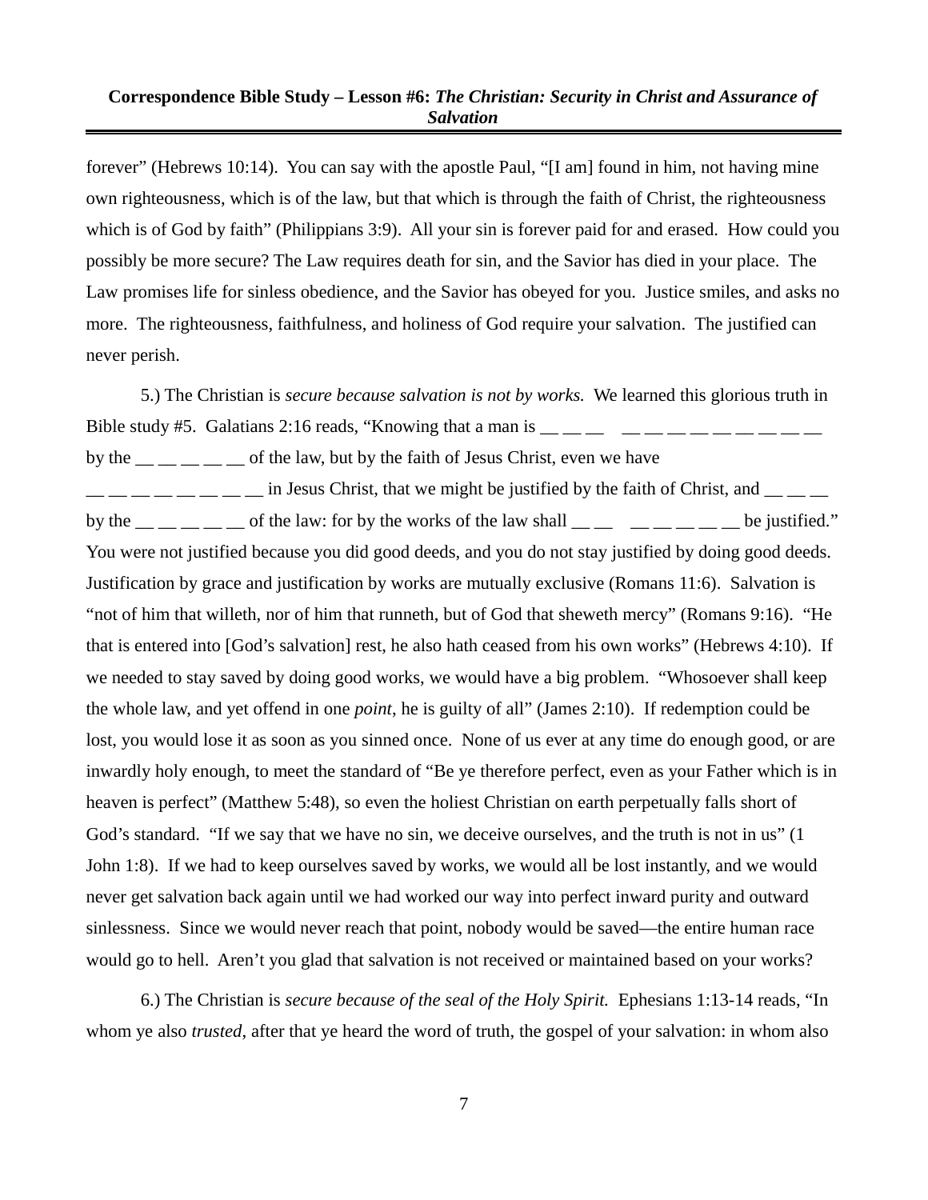forever" (Hebrews 10:14). You can say with the apostle Paul, "[I am] found in him, not having mine own righteousness, which is of the law, but that which is through the faith of Christ, the righteousness which is of God by faith" (Philippians 3:9). All your sin is forever paid for and erased. How could you possibly be more secure? The Law requires death for sin, and the Savior has died in your place. The Law promises life for sinless obedience, and the Savior has obeyed for you. Justice smiles, and asks no more. The righteousness, faithfulness, and holiness of God require your salvation. The justified can never perish.

5.) The Christian is *secure because salvation is not by works.* We learned this glorious truth in Bible study #5. Galatians 2:16 reads, "Knowing that a man is __ __ __ __ __ __ __ __ __ __ __ __ __ by the __ __ __ __ __ of the law, but by the faith of Jesus Christ, even we have __ __ __ __ __ __ __ __ in Jesus Christ, that we might be justified by the faith of Christ, and __ __ __ by the __ __ __ __ __ of the law: for by the works of the law shall __ __ __ __ __ __ __ be justified." You were not justified because you did good deeds, and you do not stay justified by doing good deeds. Justification by grace and justification by works are mutually exclusive (Romans 11:6). Salvation is "not of him that willeth, nor of him that runneth, but of God that sheweth mercy" (Romans 9:16). "He that is entered into [God's salvation] rest, he also hath ceased from his own works" (Hebrews 4:10). If we needed to stay saved by doing good works, we would have a big problem. "Whosoever shall keep the whole law, and yet offend in one *point*, he is guilty of all" (James 2:10). If redemption could be lost, you would lose it as soon as you sinned once. None of us ever at any time do enough good, or are inwardly holy enough, to meet the standard of "Be ye therefore perfect, even as your Father which is in heaven is perfect" (Matthew 5:48), so even the holiest Christian on earth perpetually falls short of God's standard. "If we say that we have no sin, we deceive ourselves, and the truth is not in us" (1 John 1:8). If we had to keep ourselves saved by works, we would all be lost instantly, and we would never get salvation back again until we had worked our way into perfect inward purity and outward sinlessness. Since we would never reach that point, nobody would be saved—the entire human race would go to hell. Aren't you glad that salvation is not received or maintained based on your works?

6.) The Christian is *secure because of the seal of the Holy Spirit.* Ephesians 1:13-14 reads, "In whom ye also *trusted*, after that ye heard the word of truth, the gospel of your salvation: in whom also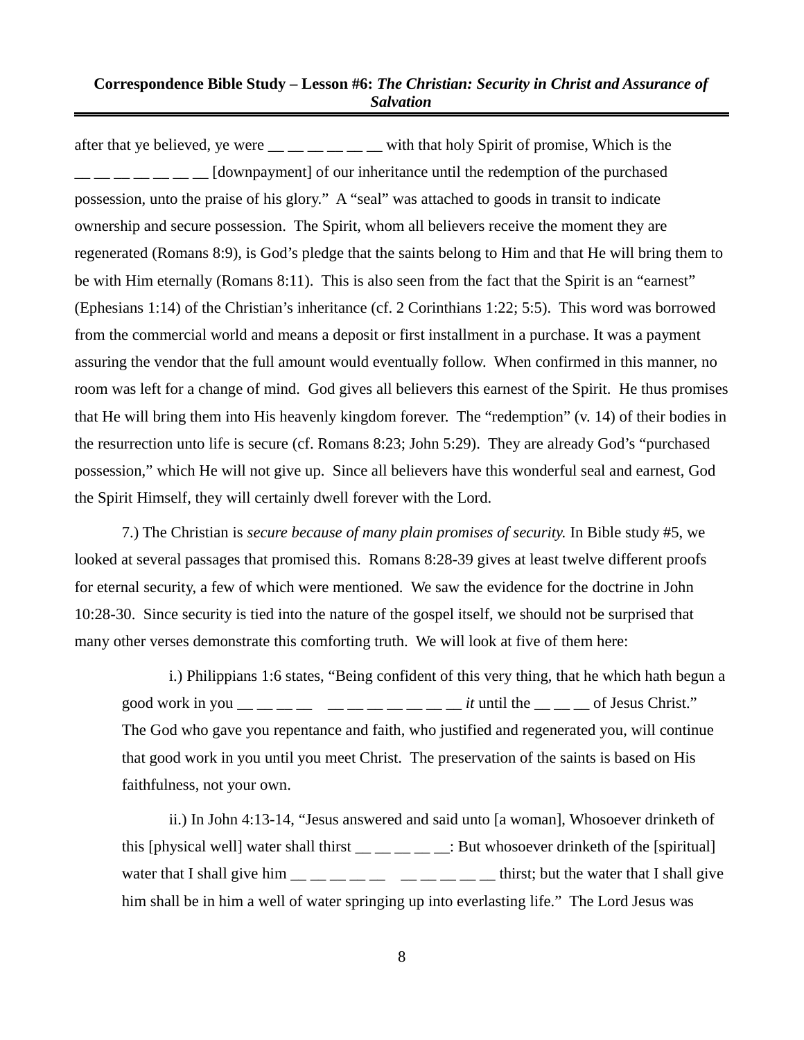after that ye believed, ye were __ __ __ __ __ __ with that holy Spirit of promise, Which is the __ __ __ __ __ __ __ [downpayment] of our inheritance until the redemption of the purchased possession, unto the praise of his glory." A "seal" was attached to goods in transit to indicate ownership and secure possession. The Spirit, whom all believers receive the moment they are regenerated (Romans 8:9), is God's pledge that the saints belong to Him and that He will bring them to be with Him eternally (Romans 8:11). This is also seen from the fact that the Spirit is an "earnest" (Ephesians 1:14) of the Christian's inheritance (cf. 2 Corinthians 1:22; 5:5). This word was borrowed from the commercial world and means a deposit or first installment in a purchase. It was a payment assuring the vendor that the full amount would eventually follow. When confirmed in this manner, no room was left for a change of mind. God gives all believers this earnest of the Spirit. He thus promises that He will bring them into His heavenly kingdom forever. The "redemption" (v. 14) of their bodies in the resurrection unto life is secure (cf. Romans 8:23; John 5:29). They are already God's "purchased possession," which He will not give up. Since all believers have this wonderful seal and earnest, God the Spirit Himself, they will certainly dwell forever with the Lord.

7.) The Christian is *secure because of many plain promises of security.* In Bible study #5, we looked at several passages that promised this. Romans 8:28-39 gives at least twelve different proofs for eternal security, a few of which were mentioned. We saw the evidence for the doctrine in John 10:28-30. Since security is tied into the nature of the gospel itself, we should not be surprised that many other verses demonstrate this comforting truth. We will look at five of them here:

> i.) Philippians 1:6 states, "Being confident of this very thing, that he which hath begun a good work in you __ __ __ __ __ __ __ __ __ __ __ *it* until the __ __ __ of Jesus Christ." The God who gave you repentance and faith, who justified and regenerated you, will continue that good work in you until you meet Christ. The preservation of the saints is based on His faithfulness, not your own.
>
> ii.) In John 4:13-14, "Jesus answered and said unto [a woman], Whosoever drinketh of this [physical well] water shall thirst __ __ __ __ __: But whosoever drinketh of the [spiritual] water that I shall give him __ __ __ __ __ __ __ __ __ __ thirst; but the water that I shall give him shall be in him a well of water springing up into everlasting life." The Lord Jesus was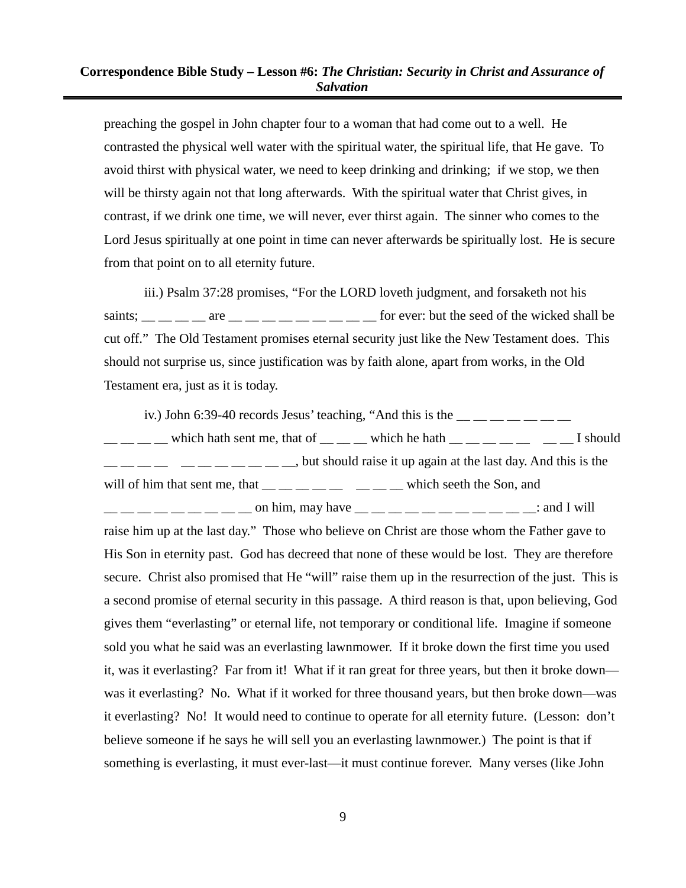preaching the gospel in John chapter four to a woman that had come out to a well. He contrasted the physical well water with the spiritual water, the spiritual life, that He gave. To avoid thirst with physical water, we need to keep drinking and drinking; if we stop, we then will be thirsty again not that long afterwards. With the spiritual water that Christ gives, in contrast, if we drink one time, we will never, ever thirst again. The sinner who comes to the Lord Jesus spiritually at one point in time can never afterwards be spiritually lost. He is secure from that point on to all eternity future.

iii.) Psalm 37:28 promises, "For the LORD loveth judgment, and forsaketh not his saints; __ __ __ __ are __ __ __ __ __ __ __ __ __ for ever: but the seed of the wicked shall be cut off." The Old Testament promises eternal security just like the New Testament does. This should not surprise us, since justification was by faith alone, apart from works, in the Old Testament era, just as it is today.

iv.) John 6:39-40 records Jesus' teaching, "And this is the __ __ __ __ __ __ __ __ __ __ __ which hath sent me, that of __ __ __ which he hath __ __ __ __ __ __ __ I should __ __ __ __ __ __ __ __ __ __ __, but should raise it up again at the last day. And this is the will of him that sent me, that __ __ __ __ __ __ __ __ which seeth the Son, and __ __ __ __ __ __ __ __ __ on him, may have __ __ __ __ __ __ __ __ __ __ __: and I will raise him up at the last day." Those who believe on Christ are those whom the Father gave to His Son in eternity past. God has decreed that none of these would be lost. They are therefore secure. Christ also promised that He "will" raise them up in the resurrection of the just. This is a second promise of eternal security in this passage. A third reason is that, upon believing, God gives them "everlasting" or eternal life, not temporary or conditional life. Imagine if someone sold you what he said was an everlasting lawnmower. If it broke down the first time you used it, was it everlasting? Far from it! What if it ran great for three years, but then it broke down—was it everlasting? No. What if it worked for three thousand years, but then broke down—was it everlasting? No! It would need to continue to operate for all eternity future. (Lesson: don't believe someone if he says he will sell you an everlasting lawnmower.) The point is that if something is everlasting, it must ever-last—it must continue forever. Many verses (like John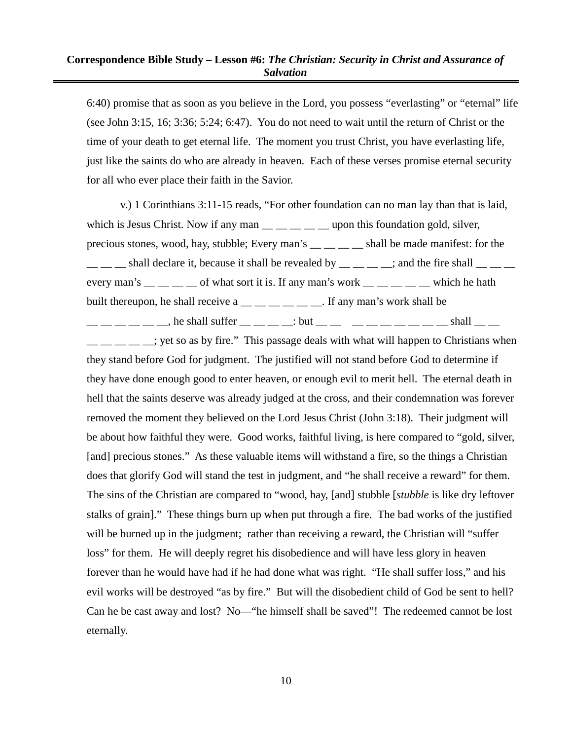6:40) promise that as soon as you believe in the Lord, you possess "everlasting" or "eternal" life (see John 3:15, 16; 3:36; 5:24; 6:47). You do not need to wait until the return of Christ or the time of your death to get eternal life. The moment you trust Christ, you have everlasting life, just like the saints do who are already in heaven. Each of these verses promise eternal security for all who ever place their faith in the Savior.

v.) 1 Corinthians 3:11-15 reads, "For other foundation can no man lay than that is laid, which is Jesus Christ. Now if any man __ __ __ __ __ upon this foundation gold, silver, precious stones, wood, hay, stubble; Every man's __ __ __ __ shall be made manifest: for the __ __ __ shall declare it, because it shall be revealed by __ __ __ __; and the fire shall __ __ __ every man's __ __ __ __ of what sort it is. If any man's work __ __ __ __ __ which he hath built thereupon, he shall receive a __ __ __ __ __ __. If any man's work shall be __ __ __ __ __ __, he shall suffer __ __ __ __: but __ __ __ __ __ __ __ __ __ __ shall __ __ __ __ __ __ __; yet so as by fire." This passage deals with what will happen to Christians when they stand before God for judgment. The justified will not stand before God to determine if they have done enough good to enter heaven, or enough evil to merit hell. The eternal death in hell that the saints deserve was already judged at the cross, and their condemnation was forever removed the moment they believed on the Lord Jesus Christ (John 3:18). Their judgment will be about how faithful they were. Good works, faithful living, is here compared to "gold, silver, [and] precious stones." As these valuable items will withstand a fire, so the things a Christian does that glorify God will stand the test in judgment, and "he shall receive a reward" for them. The sins of the Christian are compared to "wood, hay, [and] stubble [*stubble* is like dry leftover stalks of grain]." These things burn up when put through a fire. The bad works of the justified will be burned up in the judgment; rather than receiving a reward, the Christian will "suffer loss" for them. He will deeply regret his disobedience and will have less glory in heaven forever than he would have had if he had done what was right. "He shall suffer loss," and his evil works will be destroyed "as by fire." But will the disobedient child of God be sent to hell? Can he be cast away and lost? No—"he himself shall be saved"! The redeemed cannot be lost eternally.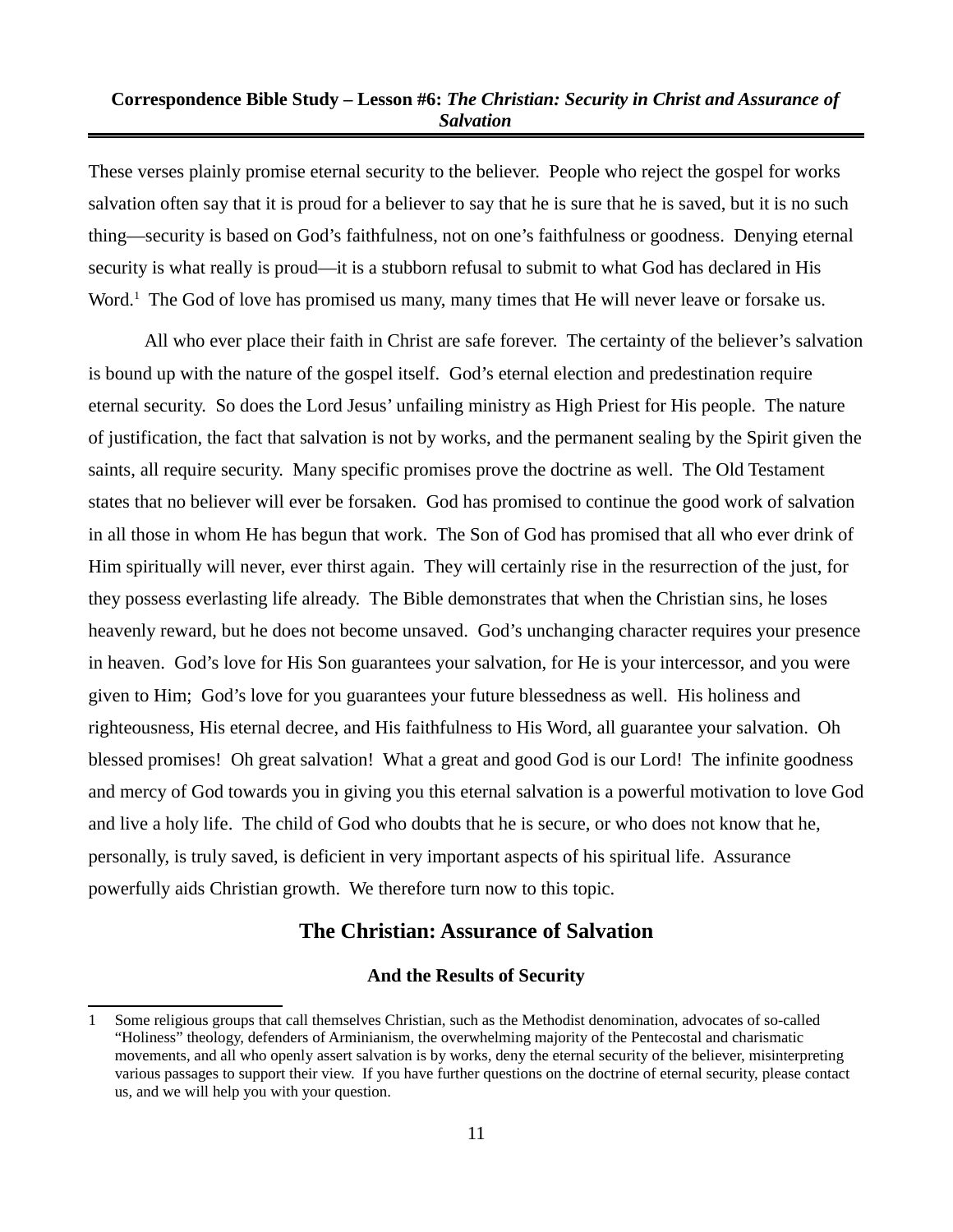These verses plainly promise eternal security to the believer. People who reject the gospel for works salvation often say that it is proud for a believer to say that he is sure that he is saved, but it is no such thing—security is based on God's faithfulness, not on one's faithfulness or goodness. Denying eternal security is what really is proud—it is a stubborn refusal to submit to what God has declared in His Word.[1] The God of love has promised us many, many times that He will never leave or forsake us.

All who ever place their faith in Christ are safe forever. The certainty of the believer's salvation is bound up with the nature of the gospel itself. God's eternal election and predestination require eternal security. So does the Lord Jesus' unfailing ministry as High Priest for His people. The nature of justification, the fact that salvation is not by works, and the permanent sealing by the Spirit given the saints, all require security. Many specific promises prove the doctrine as well. The Old Testament states that no believer will ever be forsaken. God has promised to continue the good work of salvation in all those in whom He has begun that work. The Son of God has promised that all who ever drink of Him spiritually will never, ever thirst again. They will certainly rise in the resurrection of the just, for they possess everlasting life already. The Bible demonstrates that when the Christian sins, he loses heavenly reward, but he does not become unsaved. God's unchanging character requires your presence in heaven. God's love for His Son guarantees your salvation, for He is your intercessor, and you were given to Him; God's love for you guarantees your future blessedness as well. His holiness and righteousness, His eternal decree, and His faithfulness to His Word, all guarantee your salvation. Oh blessed promises! Oh great salvation! What a great and good God is our Lord! The infinite goodness and mercy of God towards you in giving you this eternal salvation is a powerful motivation to love God and live a holy life. The child of God who doubts that he is secure, or who does not know that he, personally, is truly saved, is deficient in very important aspects of his spiritual life. Assurance powerfully aids Christian growth. We therefore turn now to this topic.

## The Christian: Assurance of Salvation

### And the Results of Security

1 Some religious groups that call themselves Christian, such as the Methodist denomination, advocates of so-called "Holiness" theology, defenders of Arminianism, the overwhelming majority of the Pentecostal and charismatic movements, and all who openly assert salvation is by works, deny the eternal security of the believer, misinterpreting various passages to support their view. If you have further questions on the doctrine of eternal security, please contact us, and we will help you with your question.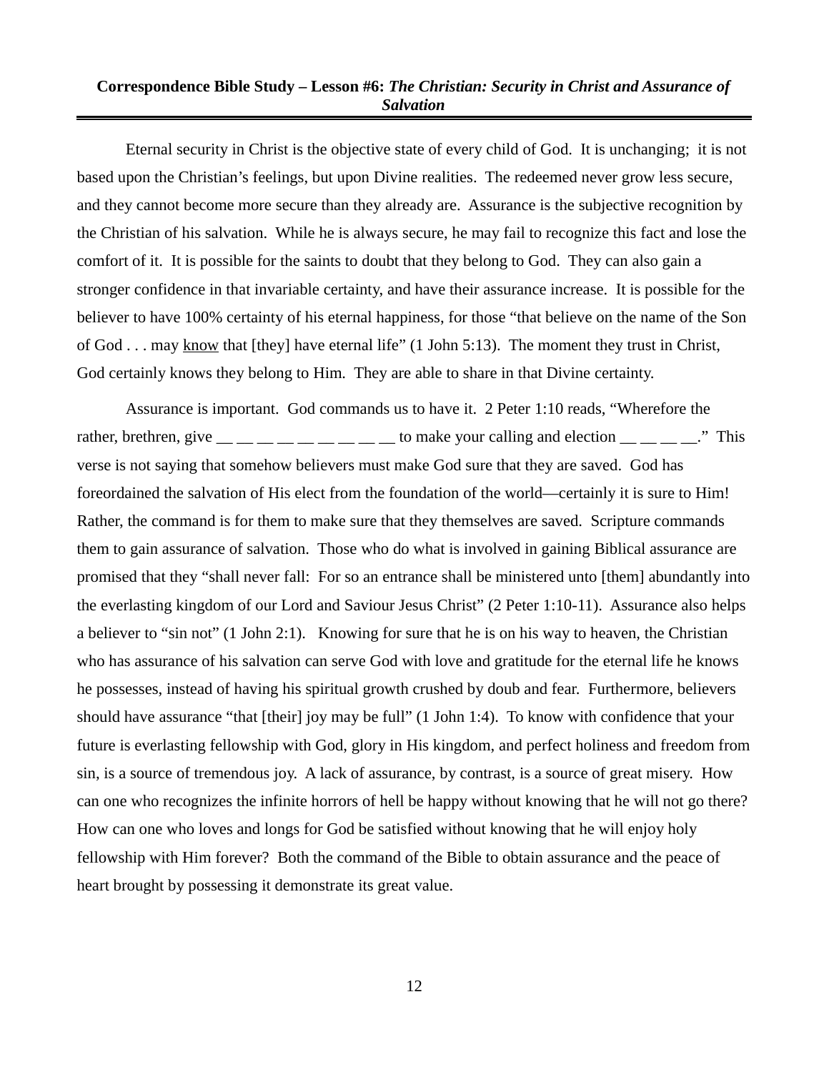Eternal security in Christ is the objective state of every child of God. It is unchanging; it is not based upon the Christian's feelings, but upon Divine realities. The redeemed never grow less secure, and they cannot become more secure than they already are. Assurance is the subjective recognition by the Christian of his salvation. While he is always secure, he may fail to recognize this fact and lose the comfort of it. It is possible for the saints to doubt that they belong to God. They can also gain a stronger confidence in that invariable certainty, and have their assurance increase. It is possible for the believer to have 100% certainty of his eternal happiness, for those "that believe on the name of the Son of God . . . may <u>know</u> that [they] have eternal life" (1 John 5:13). The moment they trust in Christ, God certainly knows they belong to Him. They are able to share in that Divine certainty.

Assurance is important. God commands us to have it. 2 Peter 1:10 reads, "Wherefore the rather, brethren, give __ __ __ __ __ __ __ __ __ to make your calling and election __ __ __ __." This verse is not saying that somehow believers must make God sure that they are saved. God has foreordained the salvation of His elect from the foundation of the world—certainly it is sure to Him! Rather, the command is for them to make sure that they themselves are saved. Scripture commands them to gain assurance of salvation. Those who do what is involved in gaining Biblical assurance are promised that they "shall never fall: For so an entrance shall be ministered unto [them] abundantly into the everlasting kingdom of our Lord and Saviour Jesus Christ" (2 Peter 1:10-11). Assurance also helps a believer to "sin not" (1 John 2:1). Knowing for sure that he is on his way to heaven, the Christian who has assurance of his salvation can serve God with love and gratitude for the eternal life he knows he possesses, instead of having his spiritual growth crushed by doub and fear. Furthermore, believers should have assurance "that [their] joy may be full" (1 John 1:4). To know with confidence that your future is everlasting fellowship with God, glory in His kingdom, and perfect holiness and freedom from sin, is a source of tremendous joy. A lack of assurance, by contrast, is a source of great misery. How can one who recognizes the infinite horrors of hell be happy without knowing that he will not go there? How can one who loves and longs for God be satisfied without knowing that he will enjoy holy fellowship with Him forever? Both the command of the Bible to obtain assurance and the peace of heart brought by possessing it demonstrate its great value.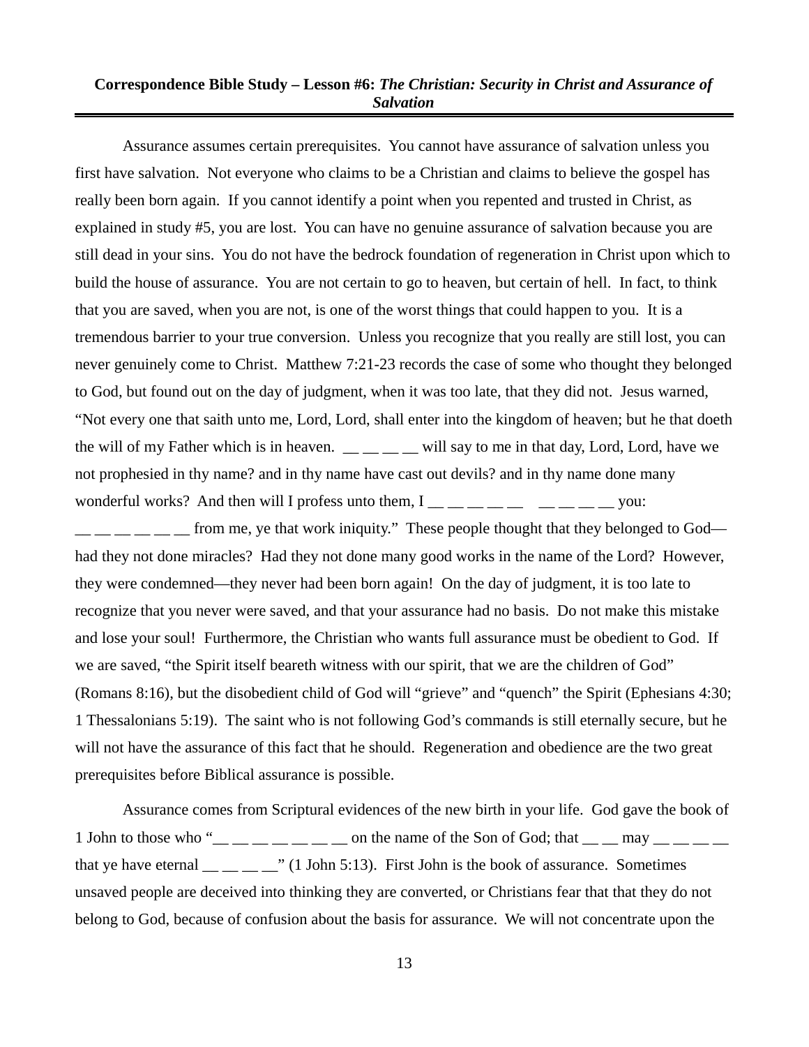Assurance assumes certain prerequisites. You cannot have assurance of salvation unless you first have salvation. Not everyone who claims to be a Christian and claims to believe the gospel has really been born again. If you cannot identify a point when you repented and trusted in Christ, as explained in study #5, you are lost. You can have no genuine assurance of salvation because you are still dead in your sins. You do not have the bedrock foundation of regeneration in Christ upon which to build the house of assurance. You are not certain to go to heaven, but certain of hell. In fact, to think that you are saved, when you are not, is one of the worst things that could happen to you. It is a tremendous barrier to your true conversion. Unless you recognize that you really are still lost, you can never genuinely come to Christ. Matthew 7:21-23 records the case of some who thought they belonged to God, but found out on the day of judgment, when it was too late, that they did not. Jesus warned, "Not every one that saith unto me, Lord, Lord, shall enter into the kingdom of heaven; but he that doeth the will of my Father which is in heaven. __ __ __ __ will say to me in that day, Lord, Lord, have we not prophesied in thy name? and in thy name have cast out devils? and in thy name done many wonderful works? And then will I profess unto them, I __ __ __ __ __ __ __ __ __ you: __ __ __ __ __ __ from me, ye that work iniquity." These people thought that they belonged to God—had they not done miracles? Had they not done many good works in the name of the Lord? However, they were condemned—they never had been born again! On the day of judgment, it is too late to recognize that you never were saved, and that your assurance had no basis. Do not make this mistake and lose your soul! Furthermore, the Christian who wants full assurance must be obedient to God. If we are saved, "the Spirit itself beareth witness with our spirit, that we are the children of God" (Romans 8:16), but the disobedient child of God will "grieve" and "quench" the Spirit (Ephesians 4:30; 1 Thessalonians 5:19). The saint who is not following God's commands is still eternally secure, but he will not have the assurance of this fact that he should. Regeneration and obedience are the two great prerequisites before Biblical assurance is possible.

Assurance comes from Scriptural evidences of the new birth in your life. God gave the book of 1 John to those who "__ __ __ __ __ __ __ on the name of the Son of God; that __ __ may __ __ __ __ that ye have eternal __ __ __ __" (1 John 5:13). First John is the book of assurance. Sometimes unsaved people are deceived into thinking they are converted, or Christians fear that that they do not belong to God, because of confusion about the basis for assurance. We will not concentrate upon the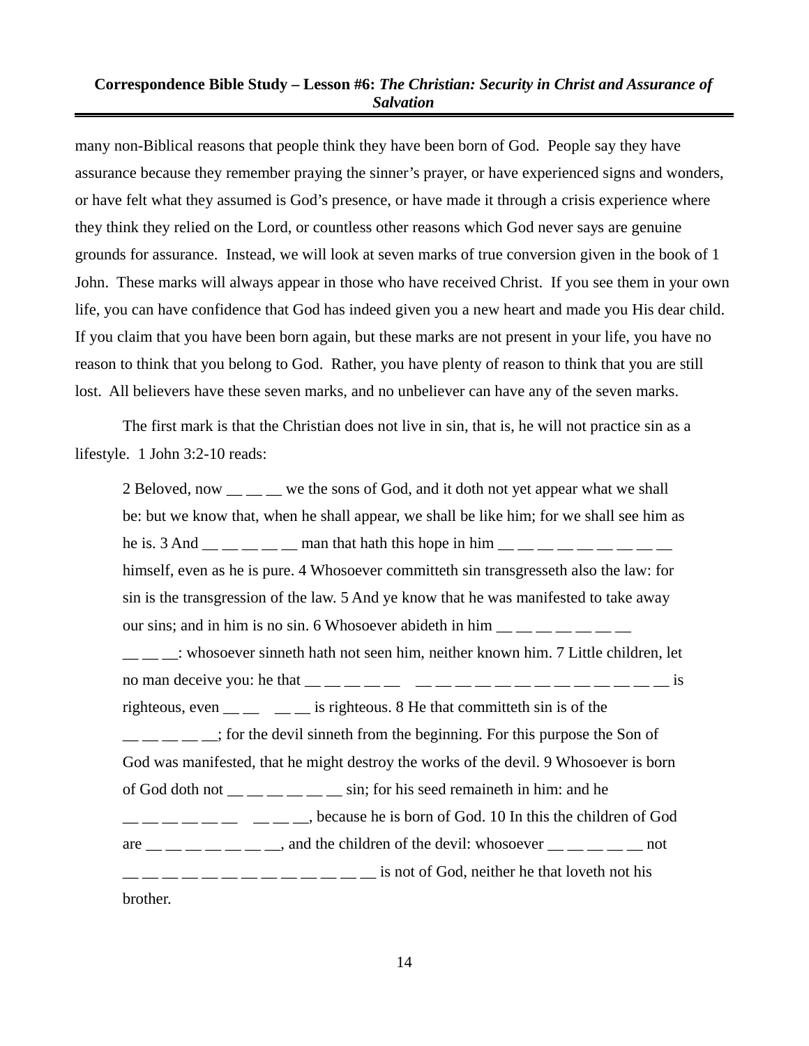many non-Biblical reasons that people think they have been born of God. People say they have assurance because they remember praying the sinner's prayer, or have experienced signs and wonders, or have felt what they assumed is God's presence, or have made it through a crisis experience where they think they relied on the Lord, or countless other reasons which God never says are genuine grounds for assurance. Instead, we will look at seven marks of true conversion given in the book of 1 John. These marks will always appear in those who have received Christ. If you see them in your own life, you can have confidence that God has indeed given you a new heart and made you His dear child. If you claim that you have been born again, but these marks are not present in your life, you have no reason to think that you belong to God. Rather, you have plenty of reason to think that you are still lost. All believers have these seven marks, and no unbeliever can have any of the seven marks.

The first mark is that the Christian does not live in sin, that is, he will not practice sin as a lifestyle. 1 John 3:2-10 reads:

> 2 Beloved, now __ __ __ we the sons of God, and it doth not yet appear what we shall be: but we know that, when he shall appear, we shall be like him; for we shall see him as he is. 3 And __ __ __ __ __ man that hath this hope in him __ __ __ __ __ __ __ __ __ himself, even as he is pure. 4 Whosoever committeth sin transgresseth also the law: for sin is the transgression of the law. 5 And ye know that he was manifested to take away our sins; and in him is no sin. 6 Whosoever abideth in him __ __ __ __ __ __ __ __ __ __: whosoever sinneth hath not seen him, neither known him. 7 Little children, let no man deceive you: he that __ __ __ __ __ __ __ __ __ __ __ __ __ __ __ __ __ is righteous, even __ __ __ __ is righteous. 8 He that committeth sin is of the __ __ __ __ __; for the devil sinneth from the beginning. For this purpose the Son of God was manifested, that he might destroy the works of the devil. 9 Whosoever is born of God doth not __ __ __ __ __ __ sin; for his seed remaineth in him: and he __ __ __ __ __ __ __ __ __, because he is born of God. 10 In this the children of God are __ __ __ __ __ __ __, and the children of the devil: whosoever __ __ __ __ __ not __ __ __ __ __ __ __ __ __ __ __ __ __ __ is not of God, neither he that loveth not his brother.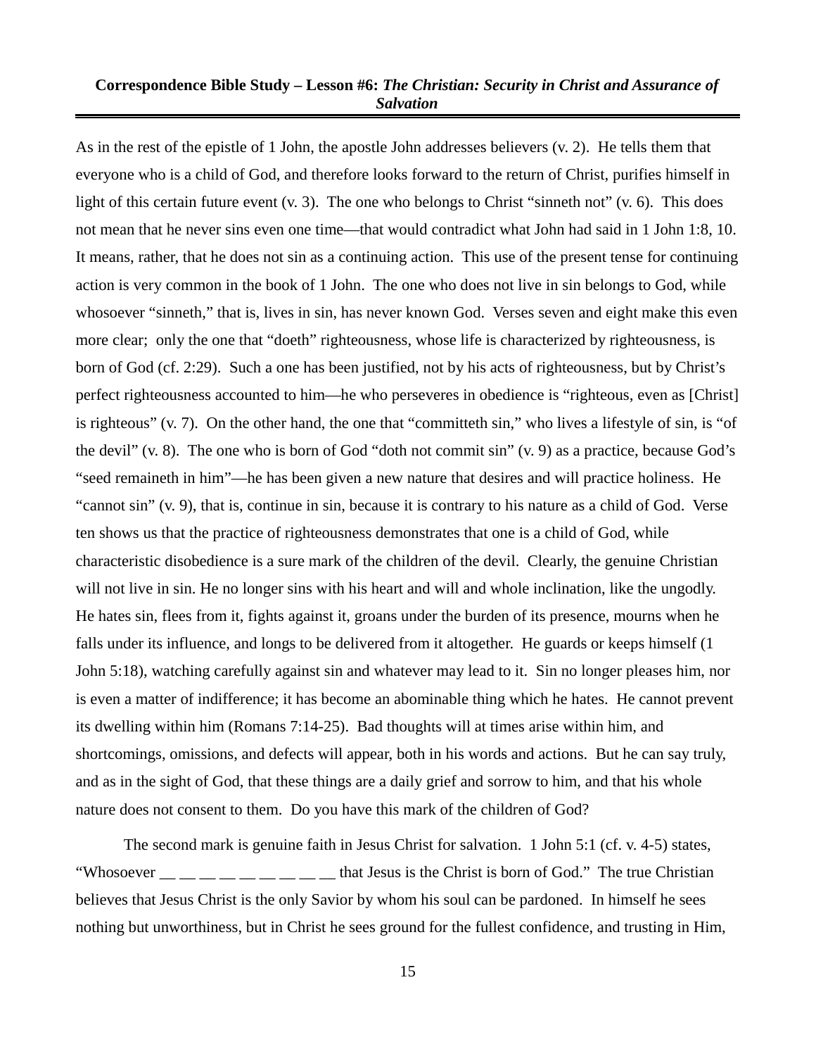As in the rest of the epistle of 1 John, the apostle John addresses believers (v. 2). He tells them that everyone who is a child of God, and therefore looks forward to the return of Christ, purifies himself in light of this certain future event (v. 3). The one who belongs to Christ "sinneth not" (v. 6). This does not mean that he never sins even one time—that would contradict what John had said in 1 John 1:8, 10. It means, rather, that he does not sin as a continuing action. This use of the present tense for continuing action is very common in the book of 1 John. The one who does not live in sin belongs to God, while whosoever "sinneth," that is, lives in sin, has never known God. Verses seven and eight make this even more clear; only the one that "doeth" righteousness, whose life is characterized by righteousness, is born of God (cf. 2:29). Such a one has been justified, not by his acts of righteousness, but by Christ's perfect righteousness accounted to him—he who perseveres in obedience is "righteous, even as [Christ] is righteous" (v. 7). On the other hand, the one that "committeth sin," who lives a lifestyle of sin, is "of the devil" (v. 8). The one who is born of God "doth not commit sin" (v. 9) as a practice, because God's "seed remaineth in him"—he has been given a new nature that desires and will practice holiness. He "cannot sin" (v. 9), that is, continue in sin, because it is contrary to his nature as a child of God. Verse ten shows us that the practice of righteousness demonstrates that one is a child of God, while characteristic disobedience is a sure mark of the children of the devil. Clearly, the genuine Christian will not live in sin. He no longer sins with his heart and will and whole inclination, like the ungodly. He hates sin, flees from it, fights against it, groans under the burden of its presence, mourns when he falls under its influence, and longs to be delivered from it altogether. He guards or keeps himself (1 John 5:18), watching carefully against sin and whatever may lead to it. Sin no longer pleases him, nor is even a matter of indifference; it has become an abominable thing which he hates. He cannot prevent its dwelling within him (Romans 7:14-25). Bad thoughts will at times arise within him, and shortcomings, omissions, and defects will appear, both in his words and actions. But he can say truly, and as in the sight of God, that these things are a daily grief and sorrow to him, and that his whole nature does not consent to them. Do you have this mark of the children of God?

The second mark is genuine faith in Jesus Christ for salvation. 1 John 5:1 (cf. v. 4-5) states, "Whosoever __ __ __ __ __ __ __ __ __ that Jesus is the Christ is born of God." The true Christian believes that Jesus Christ is the only Savior by whom his soul can be pardoned. In himself he sees nothing but unworthiness, but in Christ he sees ground for the fullest confidence, and trusting in Him,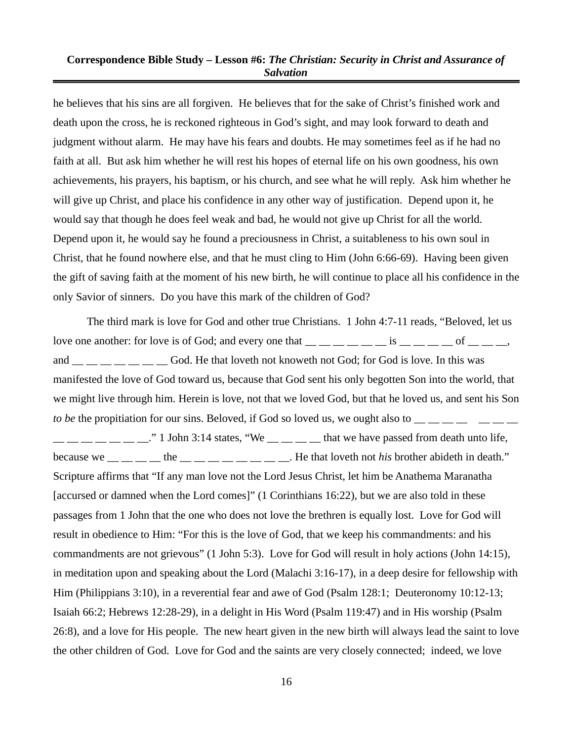he believes that his sins are all forgiven. He believes that for the sake of Christ's finished work and death upon the cross, he is reckoned righteous in God's sight, and may look forward to death and judgment without alarm. He may have his fears and doubts. He may sometimes feel as if he had no faith at all. But ask him whether he will rest his hopes of eternal life on his own goodness, his own achievements, his prayers, his baptism, or his church, and see what he will reply. Ask him whether he will give up Christ, and place his confidence in any other way of justification. Depend upon it, he would say that though he does feel weak and bad, he would not give up Christ for all the world. Depend upon it, he would say he found a preciousness in Christ, a suitableness to his own soul in Christ, that he found nowhere else, and that he must cling to Him (John 6:66-69). Having been given the gift of saving faith at the moment of his new birth, he will continue to place all his confidence in the only Savior of sinners. Do you have this mark of the children of God?

The third mark is love for God and other true Christians. 1 John 4:7-11 reads, "Beloved, let us love one another: for love is of God; and every one that __ __ __ __ __ __ is __ __ __ __ of __ __ __, and __ __ __ __ __ __ __ God. He that loveth not knoweth not God; for God is love. In this was manifested the love of God toward us, because that God sent his only begotten Son into the world, that we might live through him. Herein is love, not that we loved God, but that he loved us, and sent his Son *to be* the propitiation for our sins. Beloved, if God so loved us, we ought also to __ __ __ __ __ __ __ __ __ __ __ __ __ __." 1 John 3:14 states, "We __ __ __ __ that we have passed from death unto life, because we __ __ __ __ the __ __ __ __ __ __ __ __. He that loveth not *his* brother abideth in death." Scripture affirms that "If any man love not the Lord Jesus Christ, let him be Anathema Maranatha [accursed or damned when the Lord comes]" (1 Corinthians 16:22), but we are also told in these passages from 1 John that the one who does not love the brethren is equally lost. Love for God will result in obedience to Him: "For this is the love of God, that we keep his commandments: and his commandments are not grievous" (1 John 5:3). Love for God will result in holy actions (John 14:15), in meditation upon and speaking about the Lord (Malachi 3:16-17), in a deep desire for fellowship with Him (Philippians 3:10), in a reverential fear and awe of God (Psalm 128:1; Deuteronomy 10:12-13; Isaiah 66:2; Hebrews 12:28-29), in a delight in His Word (Psalm 119:47) and in His worship (Psalm 26:8), and a love for His people. The new heart given in the new birth will always lead the saint to love the other children of God. Love for God and the saints are very closely connected; indeed, we love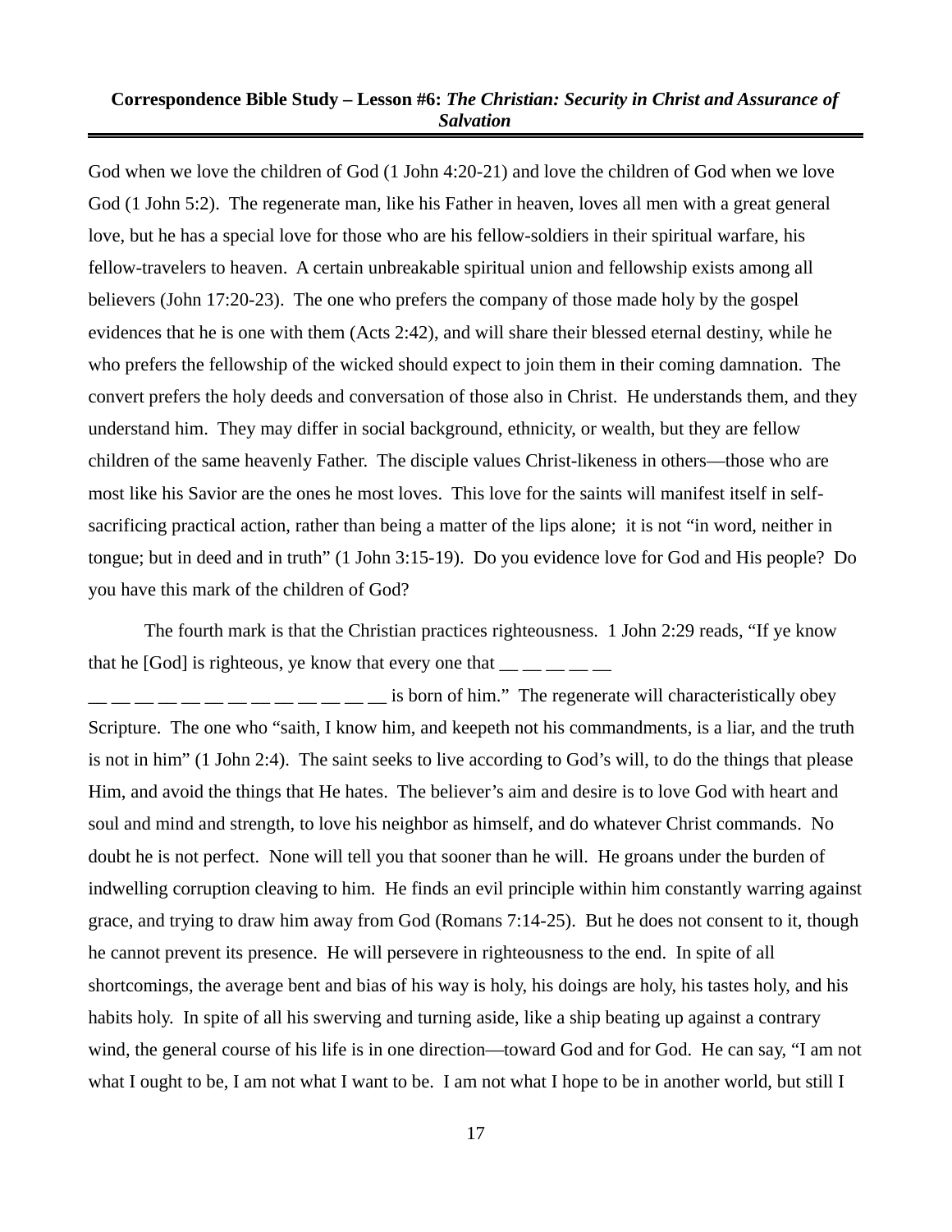God when we love the children of God (1 John 4:20-21) and love the children of God when we love God (1 John 5:2). The regenerate man, like his Father in heaven, loves all men with a great general love, but he has a special love for those who are his fellow-soldiers in their spiritual warfare, his fellow-travelers to heaven. A certain unbreakable spiritual union and fellowship exists among all believers (John 17:20-23). The one who prefers the company of those made holy by the gospel evidences that he is one with them (Acts 2:42), and will share their blessed eternal destiny, while he who prefers the fellowship of the wicked should expect to join them in their coming damnation. The convert prefers the holy deeds and conversation of those also in Christ. He understands them, and they understand him. They may differ in social background, ethnicity, or wealth, but they are fellow children of the same heavenly Father. The disciple values Christ-likeness in others—those who are most like his Savior are the ones he most loves. This love for the saints will manifest itself in self-sacrificing practical action, rather than being a matter of the lips alone; it is not "in word, neither in tongue; but in deed and in truth" (1 John 3:15-19). Do you evidence love for God and His people? Do you have this mark of the children of God?

The fourth mark is that the Christian practices righteousness. 1 John 2:29 reads, "If ye know that he [God] is righteous, ye know that every one that __ __ __ __ __ __ __ __ __ __ __ __ __ __ __ __ __ __ is born of him." The regenerate will characteristically obey Scripture. The one who "saith, I know him, and keepeth not his commandments, is a liar, and the truth is not in him" (1 John 2:4). The saint seeks to live according to God's will, to do the things that please Him, and avoid the things that He hates. The believer's aim and desire is to love God with heart and soul and mind and strength, to love his neighbor as himself, and do whatever Christ commands. No doubt he is not perfect. None will tell you that sooner than he will. He groans under the burden of indwelling corruption cleaving to him. He finds an evil principle within him constantly warring against grace, and trying to draw him away from God (Romans 7:14-25). But he does not consent to it, though he cannot prevent its presence. He will persevere in righteousness to the end. In spite of all shortcomings, the average bent and bias of his way is holy, his doings are holy, his tastes holy, and his habits holy. In spite of all his swerving and turning aside, like a ship beating up against a contrary wind, the general course of his life is in one direction—toward God and for God. He can say, "I am not what I ought to be, I am not what I want to be. I am not what I hope to be in another world, but still I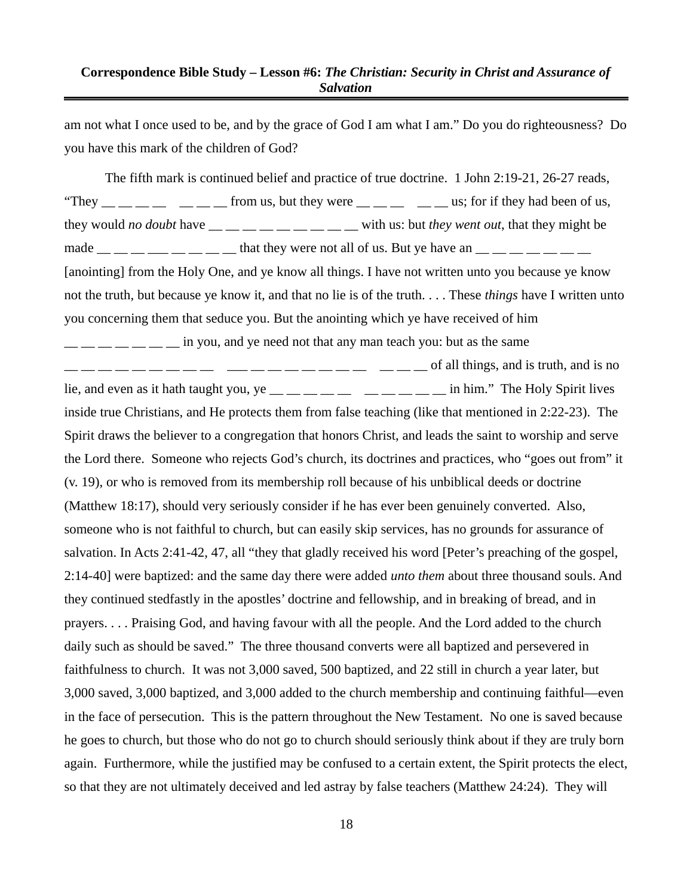am not what I once used to be, and by the grace of God I am what I am." Do you do righteousness? Do you have this mark of the children of God?

The fifth mark is continued belief and practice of true doctrine. 1 John 2:19-21, 26-27 reads, "They __ __ __ __ __ __ __ from us, but they were __ __ __ __ __ us; for if they had been of us, they would *no doubt* have __ __ __ __ __ __ __ __ __ with us: but *they went out*, that they might be made __ __ __ __ __ __ __ __ that they were not all of us. But ye have an __ __ __ __ __ __ __ [anointing] from the Holy One, and ye know all things. I have not written unto you because ye know not the truth, but because ye know it, and that no lie is of the truth. . . . These *things* have I written unto you concerning them that seduce you. But the anointing which ye have received of him __ __ __ __ __ __ __ in you, and ye need not that any man teach you: but as the same __ __ __ __ __ __ __ __ __ __ __ __ __ __ __ __ __ __ __ __ __ of all things, and is truth, and is no lie, and even as it hath taught you, ye __ __ __ __ __ __ __ __ __ __ in him." The Holy Spirit lives inside true Christians, and He protects them from false teaching (like that mentioned in 2:22-23). The Spirit draws the believer to a congregation that honors Christ, and leads the saint to worship and serve the Lord there. Someone who rejects God's church, its doctrines and practices, who "goes out from" it (v. 19), or who is removed from its membership roll because of his unbiblical deeds or doctrine (Matthew 18:17), should very seriously consider if he has ever been genuinely converted. Also, someone who is not faithful to church, but can easily skip services, has no grounds for assurance of salvation. In Acts 2:41-42, 47, all "they that gladly received his word [Peter's preaching of the gospel, 2:14-40] were baptized: and the same day there were added *unto them* about three thousand souls. And they continued stedfastly in the apostles' doctrine and fellowship, and in breaking of bread, and in prayers. . . . Praising God, and having favour with all the people. And the Lord added to the church daily such as should be saved." The three thousand converts were all baptized and persevered in faithfulness to church. It was not 3,000 saved, 500 baptized, and 22 still in church a year later, but 3,000 saved, 3,000 baptized, and 3,000 added to the church membership and continuing faithful—even in the face of persecution. This is the pattern throughout the New Testament. No one is saved because he goes to church, but those who do not go to church should seriously think about if they are truly born again. Furthermore, while the justified may be confused to a certain extent, the Spirit protects the elect, so that they are not ultimately deceived and led astray by false teachers (Matthew 24:24). They will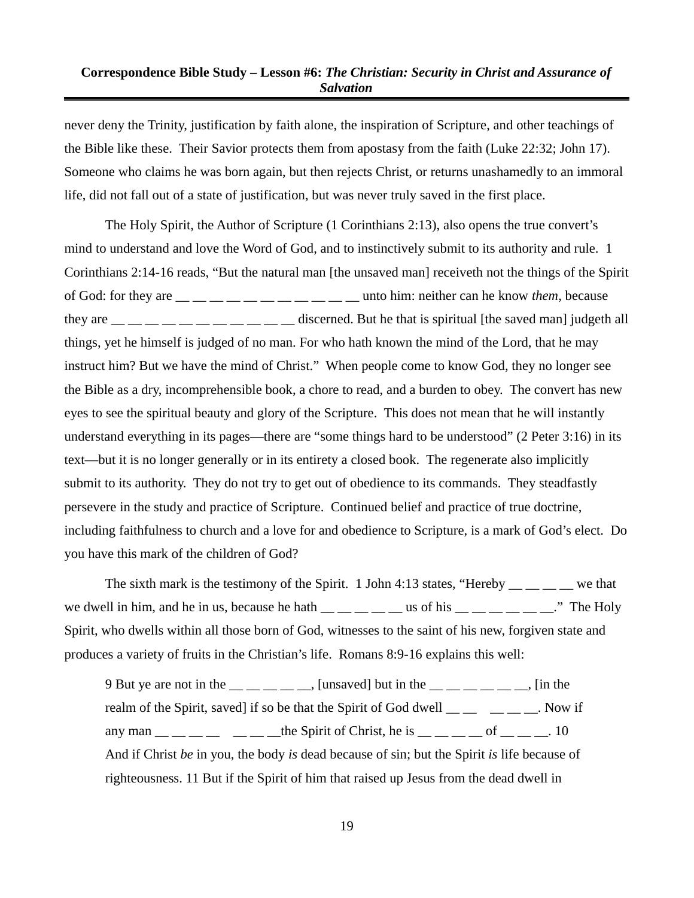never deny the Trinity, justification by faith alone, the inspiration of Scripture, and other teachings of the Bible like these. Their Savior protects them from apostasy from the faith (Luke 22:32; John 17). Someone who claims he was born again, but then rejects Christ, or returns unashamedly to an immoral life, did not fall out of a state of justification, but was never truly saved in the first place.

The Holy Spirit, the Author of Scripture (1 Corinthians 2:13), also opens the true convert's mind to understand and love the Word of God, and to instinctively submit to its authority and rule. 1 Corinthians 2:14-16 reads, "But the natural man [the unsaved man] receiveth not the things of the Spirit of God: for they are __ __ __ __ __ __ __ __ __ __ __ unto him: neither can he know *them*, because they are __ __ __ __ __ __ __ __ __ __ __ __ discerned. But he that is spiritual [the saved man] judgeth all things, yet he himself is judged of no man. For who hath known the mind of the Lord, that he may instruct him? But we have the mind of Christ." When people come to know God, they no longer see the Bible as a dry, incomprehensible book, a chore to read, and a burden to obey. The convert has new eyes to see the spiritual beauty and glory of the Scripture. This does not mean that he will instantly understand everything in its pages—there are "some things hard to be understood" (2 Peter 3:16) in its text—but it is no longer generally or in its entirety a closed book. The regenerate also implicitly submit to its authority. They do not try to get out of obedience to its commands. They steadfastly persevere in the study and practice of Scripture. Continued belief and practice of true doctrine, including faithfulness to church and a love for and obedience to Scripture, is a mark of God's elect. Do you have this mark of the children of God?

The sixth mark is the testimony of the Spirit. 1 John 4:13 states, "Hereby __ __ __ __ we that we dwell in him, and he in us, because he hath __ __ __ __ __ us of his __ __ __ __ __ __." The Holy Spirit, who dwells within all those born of God, witnesses to the saint of his new, forgiven state and produces a variety of fruits in the Christian's life. Romans 8:9-16 explains this well:

> 9 But ye are not in the __ __ __ __ __, [unsaved] but in the __ __ __ __ __ __, [in the realm of the Spirit, saved] if so be that the Spirit of God dwell __ __ __ __ __. Now if any man __ __ __ __ __ __ __the Spirit of Christ, he is __ __ __ __ of __ __ __. 10 And if Christ *be* in you, the body *is* dead because of sin; but the Spirit *is* life because of righteousness. 11 But if the Spirit of him that raised up Jesus from the dead dwell in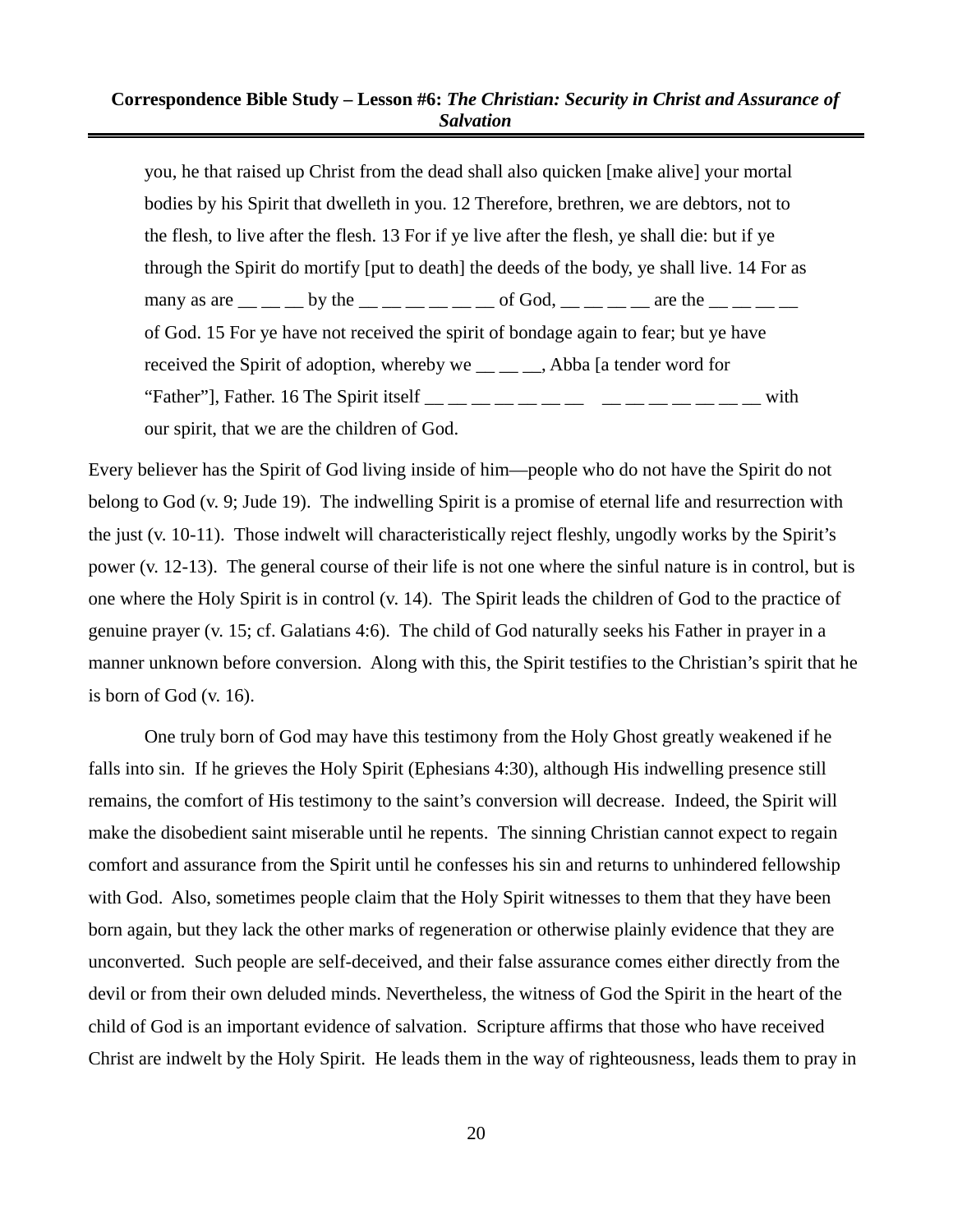> you, he that raised up Christ from the dead shall also quicken [make alive] your mortal bodies by his Spirit that dwelleth in you. 12 Therefore, brethren, we are debtors, not to the flesh, to live after the flesh. 13 For if ye live after the flesh, ye shall die: but if ye through the Spirit do mortify [put to death] the deeds of the body, ye shall live. 14 For as many as are __ __ __ by the __ __ __ __ __ __ of God, __ __ __ __ are the __ __ __ __ of God. 15 For ye have not received the spirit of bondage again to fear; but ye have received the Spirit of adoption, whereby we __ __ __, Abba [a tender word for "Father"], Father. 16 The Spirit itself __ __ __ __ __ __ __ &nbsp; __ __ __ __ __ __ __ with our spirit, that we are the children of God.

Every believer has the Spirit of God living inside of him—people who do not have the Spirit do not belong to God (v. 9; Jude 19). The indwelling Spirit is a promise of eternal life and resurrection with the just (v. 10-11). Those indwelt will characteristically reject fleshly, ungodly works by the Spirit's power (v. 12-13). The general course of their life is not one where the sinful nature is in control, but is one where the Holy Spirit is in control (v. 14). The Spirit leads the children of God to the practice of genuine prayer (v. 15; cf. Galatians 4:6). The child of God naturally seeks his Father in prayer in a manner unknown before conversion. Along with this, the Spirit testifies to the Christian's spirit that he is born of God (v. 16).

One truly born of God may have this testimony from the Holy Ghost greatly weakened if he falls into sin. If he grieves the Holy Spirit (Ephesians 4:30), although His indwelling presence still remains, the comfort of His testimony to the saint's conversion will decrease. Indeed, the Spirit will make the disobedient saint miserable until he repents. The sinning Christian cannot expect to regain comfort and assurance from the Spirit until he confesses his sin and returns to unhindered fellowship with God. Also, sometimes people claim that the Holy Spirit witnesses to them that they have been born again, but they lack the other marks of regeneration or otherwise plainly evidence that they are unconverted. Such people are self-deceived, and their false assurance comes either directly from the devil or from their own deluded minds. Nevertheless, the witness of God the Spirit in the heart of the child of God is an important evidence of salvation. Scripture affirms that those who have received Christ are indwelt by the Holy Spirit. He leads them in the way of righteousness, leads them to pray in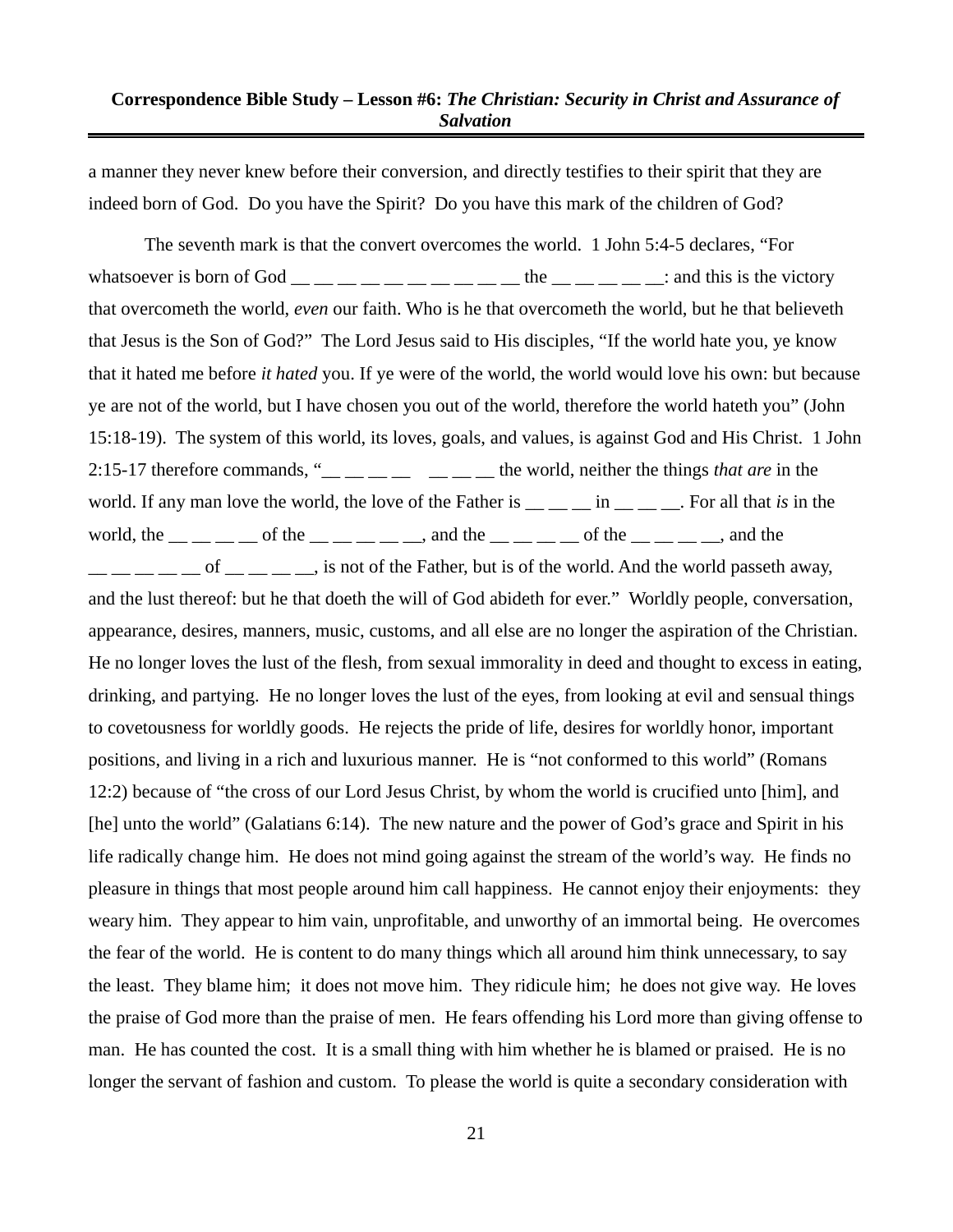a manner they never knew before their conversion, and directly testifies to their spirit that they are indeed born of God. Do you have the Spirit? Do you have this mark of the children of God?

The seventh mark is that the convert overcomes the world. 1 John 5:4-5 declares, "For whatsoever is born of God __ __ __ __ __ __ __ __ __ __ __ the __ __ __ __ __: and this is the victory that overcometh the world, *even* our faith. Who is he that overcometh the world, but he that believeth that Jesus is the Son of God?" The Lord Jesus said to His disciples, "If the world hate you, ye know that it hated me before *it hated* you. If ye were of the world, the world would love his own: but because ye are not of the world, but I have chosen you out of the world, therefore the world hateth you" (John 15:18-19). The system of this world, its loves, goals, and values, is against God and His Christ. 1 John 2:15-17 therefore commands, "__ __ __ __ __ __ __ the world, neither the things *that are* in the world. If any man love the world, the love of the Father is __ __ __ in __ __ __. For all that *is* in the world, the __ __ __ __ of the __ __ __ __ __, and the __ __ __ __ of the __ __ __ __, and the __ __ __ __ __ of __ __ __ __, is not of the Father, but is of the world. And the world passeth away, and the lust thereof: but he that doeth the will of God abideth for ever." Worldly people, conversation, appearance, desires, manners, music, customs, and all else are no longer the aspiration of the Christian. He no longer loves the lust of the flesh, from sexual immorality in deed and thought to excess in eating, drinking, and partying. He no longer loves the lust of the eyes, from looking at evil and sensual things to covetousness for worldly goods. He rejects the pride of life, desires for worldly honor, important positions, and living in a rich and luxurious manner. He is "not conformed to this world" (Romans 12:2) because of "the cross of our Lord Jesus Christ, by whom the world is crucified unto [him], and [he] unto the world" (Galatians 6:14). The new nature and the power of God's grace and Spirit in his life radically change him. He does not mind going against the stream of the world's way. He finds no pleasure in things that most people around him call happiness. He cannot enjoy their enjoyments: they weary him. They appear to him vain, unprofitable, and unworthy of an immortal being. He overcomes the fear of the world. He is content to do many things which all around him think unnecessary, to say the least. They blame him; it does not move him. They ridicule him; he does not give way. He loves the praise of God more than the praise of men. He fears offending his Lord more than giving offense to man. He has counted the cost. It is a small thing with him whether he is blamed or praised. He is no longer the servant of fashion and custom. To please the world is quite a secondary consideration with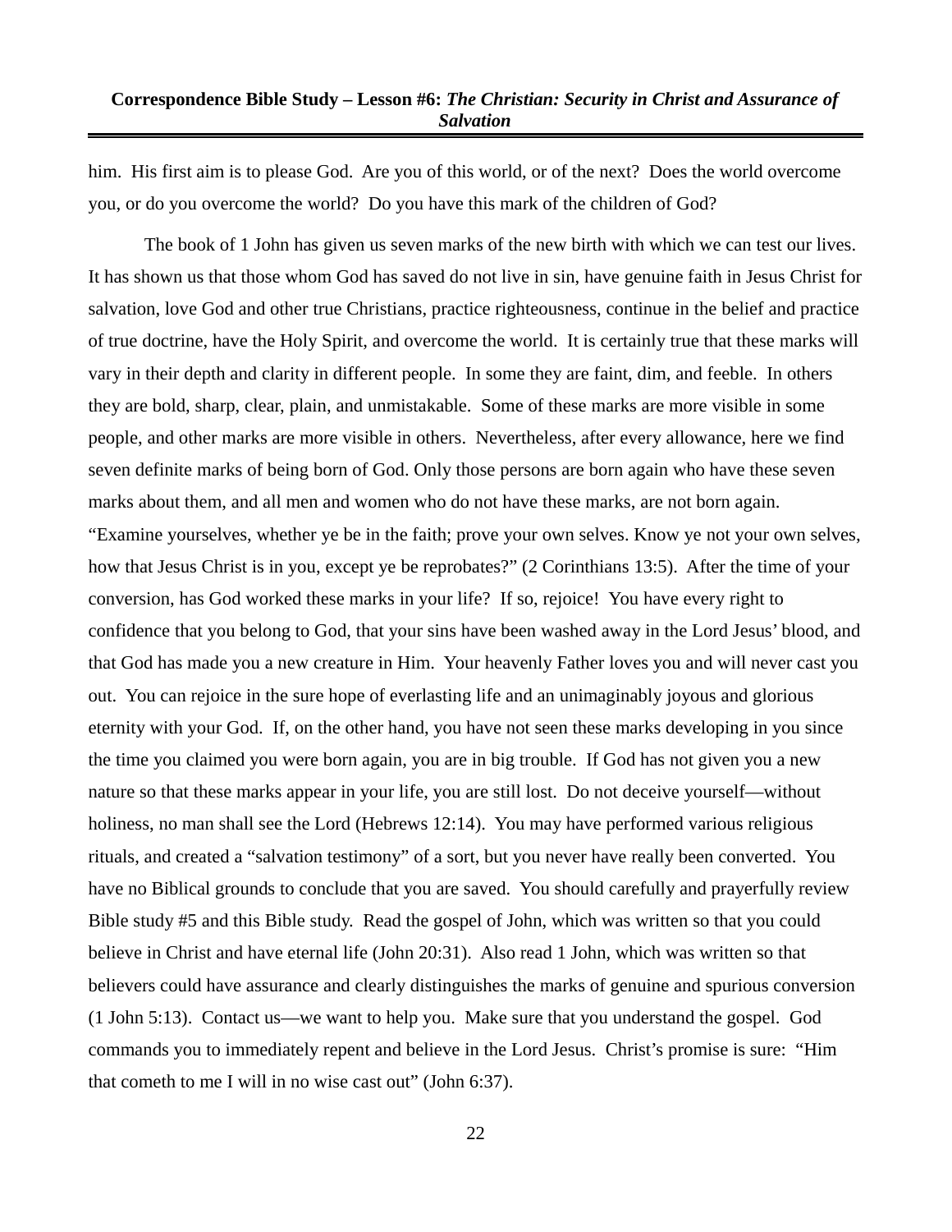him. His first aim is to please God. Are you of this world, or of the next? Does the world overcome you, or do you overcome the world? Do you have this mark of the children of God?

The book of 1 John has given us seven marks of the new birth with which we can test our lives. It has shown us that those whom God has saved do not live in sin, have genuine faith in Jesus Christ for salvation, love God and other true Christians, practice righteousness, continue in the belief and practice of true doctrine, have the Holy Spirit, and overcome the world. It is certainly true that these marks will vary in their depth and clarity in different people. In some they are faint, dim, and feeble. In others they are bold, sharp, clear, plain, and unmistakable. Some of these marks are more visible in some people, and other marks are more visible in others. Nevertheless, after every allowance, here we find seven definite marks of being born of God. Only those persons are born again who have these seven marks about them, and all men and women who do not have these marks, are not born again. "Examine yourselves, whether ye be in the faith; prove your own selves. Know ye not your own selves, how that Jesus Christ is in you, except ye be reprobates?" (2 Corinthians 13:5). After the time of your conversion, has God worked these marks in your life? If so, rejoice! You have every right to confidence that you belong to God, that your sins have been washed away in the Lord Jesus' blood, and that God has made you a new creature in Him. Your heavenly Father loves you and will never cast you out. You can rejoice in the sure hope of everlasting life and an unimaginably joyous and glorious eternity with your God. If, on the other hand, you have not seen these marks developing in you since the time you claimed you were born again, you are in big trouble. If God has not given you a new nature so that these marks appear in your life, you are still lost. Do not deceive yourself—without holiness, no man shall see the Lord (Hebrews 12:14). You may have performed various religious rituals, and created a "salvation testimony" of a sort, but you never have really been converted. You have no Biblical grounds to conclude that you are saved. You should carefully and prayerfully review Bible study #5 and this Bible study. Read the gospel of John, which was written so that you could believe in Christ and have eternal life (John 20:31). Also read 1 John, which was written so that believers could have assurance and clearly distinguishes the marks of genuine and spurious conversion (1 John 5:13). Contact us—we want to help you. Make sure that you understand the gospel. God commands you to immediately repent and believe in the Lord Jesus. Christ's promise is sure: "Him that cometh to me I will in no wise cast out" (John 6:37).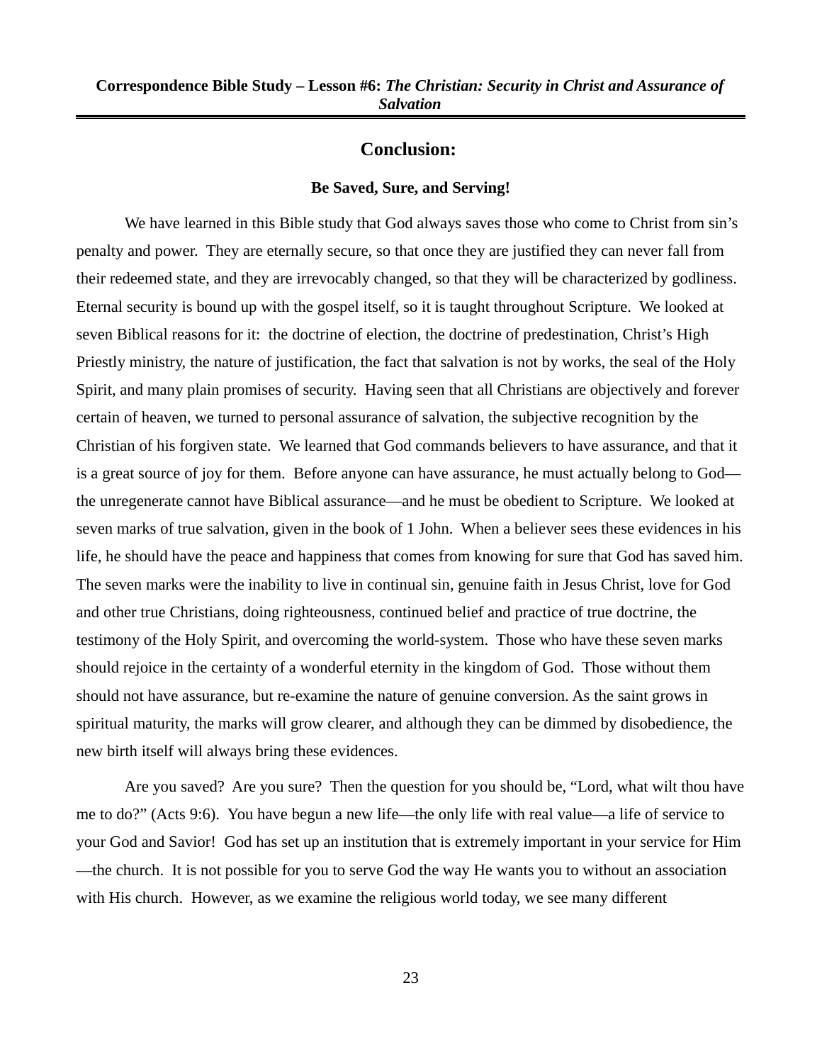## Conclusion:

### Be Saved, Sure, and Serving!

We have learned in this Bible study that God always saves those who come to Christ from sin's penalty and power. They are eternally secure, so that once they are justified they can never fall from their redeemed state, and they are irrevocably changed, so that they will be characterized by godliness. Eternal security is bound up with the gospel itself, so it is taught throughout Scripture. We looked at seven Biblical reasons for it: the doctrine of election, the doctrine of predestination, Christ's High Priestly ministry, the nature of justification, the fact that salvation is not by works, the seal of the Holy Spirit, and many plain promises of security. Having seen that all Christians are objectively and forever certain of heaven, we turned to personal assurance of salvation, the subjective recognition by the Christian of his forgiven state. We learned that God commands believers to have assurance, and that it is a great source of joy for them. Before anyone can have assurance, he must actually belong to God—the unregenerate cannot have Biblical assurance—and he must be obedient to Scripture. We looked at seven marks of true salvation, given in the book of 1 John. When a believer sees these evidences in his life, he should have the peace and happiness that comes from knowing for sure that God has saved him. The seven marks were the inability to live in continual sin, genuine faith in Jesus Christ, love for God and other true Christians, doing righteousness, continued belief and practice of true doctrine, the testimony of the Holy Spirit, and overcoming the world-system. Those who have these seven marks should rejoice in the certainty of a wonderful eternity in the kingdom of God. Those without them should not have assurance, but re-examine the nature of genuine conversion. As the saint grows in spiritual maturity, the marks will grow clearer, and although they can be dimmed by disobedience, the new birth itself will always bring these evidences.

Are you saved? Are you sure? Then the question for you should be, "Lord, what wilt thou have me to do?" (Acts 9:6). You have begun a new life—the only life with real value—a life of service to your God and Savior! God has set up an institution that is extremely important in your service for Him—the church. It is not possible for you to serve God the way He wants you to without an association with His church. However, as we examine the religious world today, we see many different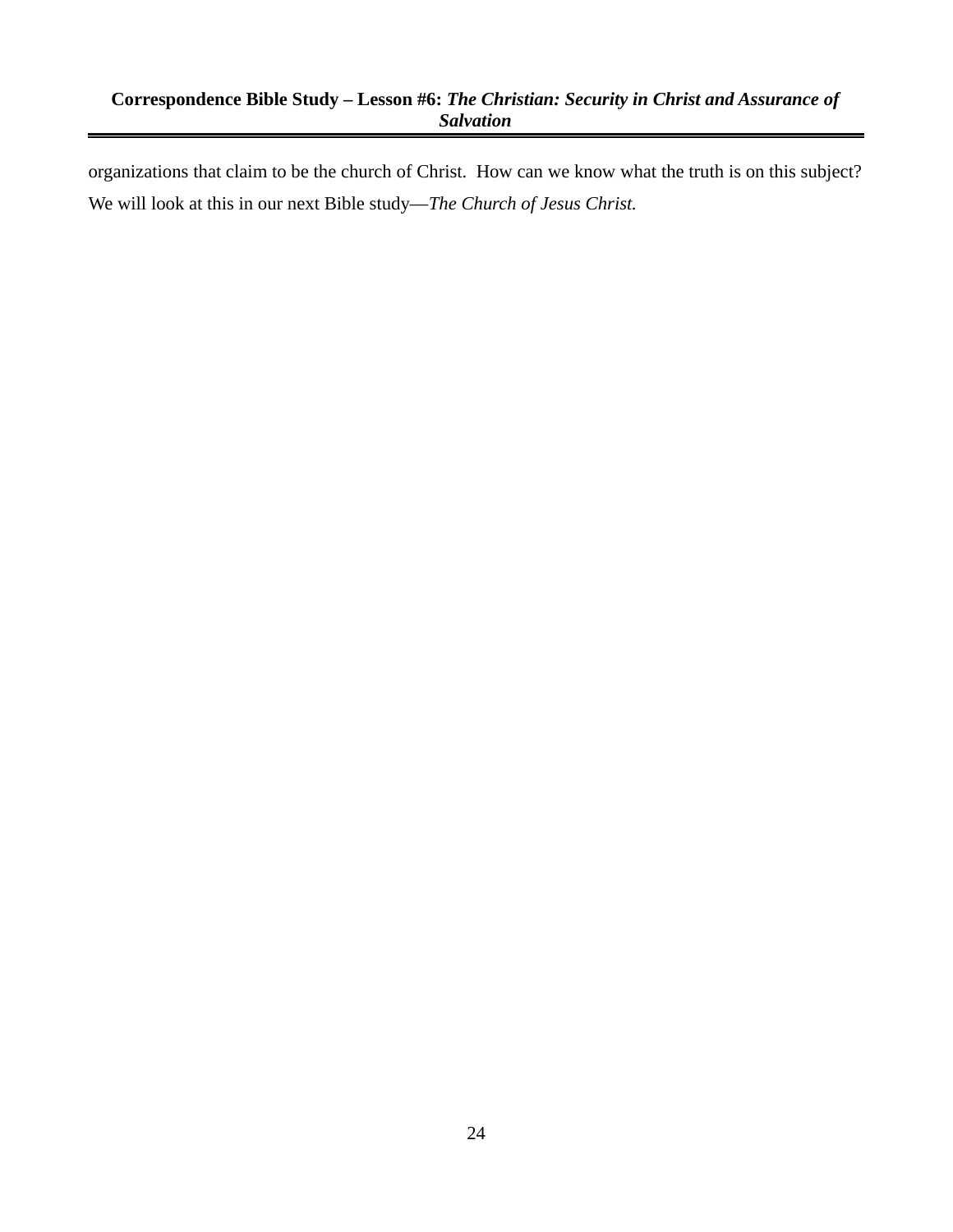organizations that claim to be the church of Christ. How can we know what the truth is on this subject? We will look at this in our next Bible study—*The Church of Jesus Christ.*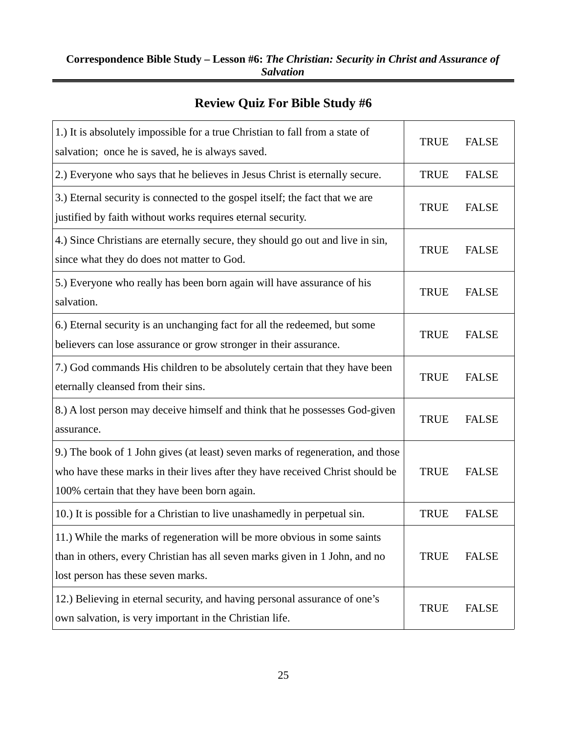**Correspondence Bible Study – Lesson #6:** ***The Christian: Security in Christ and Assurance of Salvation***

## Review Quiz For Bible Study #6

| | |
|---|---|
| 1.) It is absolutely impossible for a true Christian to fall from a state of salvation; once he is saved, he is always saved. | TRUE FALSE |
| 2.) Everyone who says that he believes in Jesus Christ is eternally secure. | TRUE FALSE |
| 3.) Eternal security is connected to the gospel itself; the fact that we are justified by faith without works requires eternal security. | TRUE FALSE |
| 4.) Since Christians are eternally secure, they should go out and live in sin, since what they do does not matter to God. | TRUE FALSE |
| 5.) Everyone who really has been born again will have assurance of his salvation. | TRUE FALSE |
| 6.) Eternal security is an unchanging fact for all the redeemed, but some believers can lose assurance or grow stronger in their assurance. | TRUE FALSE |
| 7.) God commands His children to be absolutely certain that they have been eternally cleansed from their sins. | TRUE FALSE |
| 8.) A lost person may deceive himself and think that he possesses God-given assurance. | TRUE FALSE |
| 9.) The book of 1 John gives (at least) seven marks of regeneration, and those who have these marks in their lives after they have received Christ should be 100% certain that they have been born again. | TRUE FALSE |
| 10.) It is possible for a Christian to live unashamedly in perpetual sin. | TRUE FALSE |
| 11.) While the marks of regeneration will be more obvious in some saints than in others, every Christian has all seven marks given in 1 John, and no lost person has these seven marks. | TRUE FALSE |
| 12.) Believing in eternal security, and having personal assurance of one's own salvation, is very important in the Christian life. | TRUE FALSE |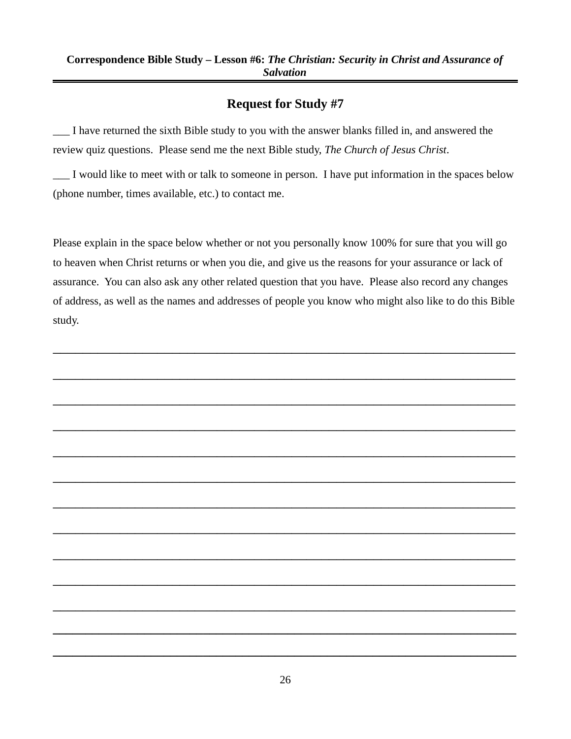## Request for Study #7

___ I have returned the sixth Bible study to you with the answer blanks filled in, and answered the review quiz questions. Please send me the next Bible study, *The Church of Jesus Christ*.

___ I would like to meet with or talk to someone in person. I have put information in the spaces below (phone number, times available, etc.) to contact me.

Please explain in the space below whether or not you personally know 100% for sure that you will go to heaven when Christ returns or when you die, and give us the reasons for your assurance or lack of assurance. You can also ask any other related question that you have. Please also record any changes of address, as well as the names and addresses of people you know who might also like to do this Bible study.

________________________________________________________________________________

________________________________________________________________________________

________________________________________________________________________________

________________________________________________________________________________

________________________________________________________________________________

________________________________________________________________________________

________________________________________________________________________________

________________________________________________________________________________

________________________________________________________________________________

________________________________________________________________________________

________________________________________________________________________________

________________________________________________________________________________

________________________________________________________________________________